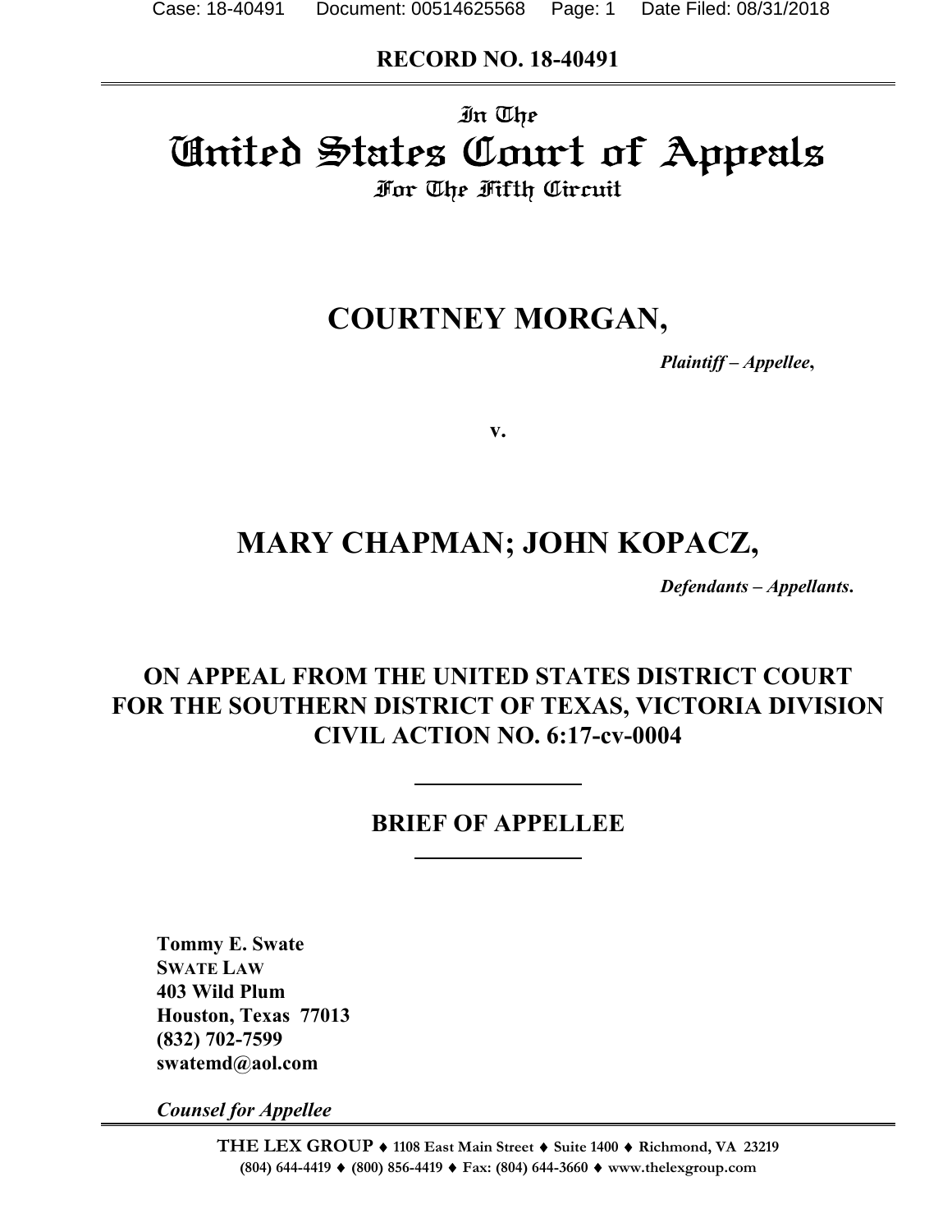**RECORD NO. 18-40491**

In The

# United States Court of Appeals

For The Fifth Circuit

## COURTNEY MORGAN,

*Plaintiff – Appellee*,

v.

## MARY CHAPMAN; JOHN KOPACZ,

*Defendants – Appellants*.

**ON APPEAL FROM THE UNITED STATES DISTRICT COURT FOR THE SOUTHERN DISTRICT OF TEXAS, VICTORIA DIVISION CIVIL ACTION NO. 6:17-cv-0004**

## BRIEF OF APPELLEE

**Tommy E. Swate**
**SWATE LAW**
**403 Wild Plum**
**Houston, Texas 77013**
**(832) 702-7599**
**swatemd@aol.com**

***Counsel for Appellee***

**THE LEX GROUP ♦ 1108 East Main Street ♦ Suite 1400 ♦ Richmond, VA 23219**
**(804) 644-4419 ♦ (800) 856-4419 ♦ Fax: (804) 644-3660 ♦ www.thelexgroup.com**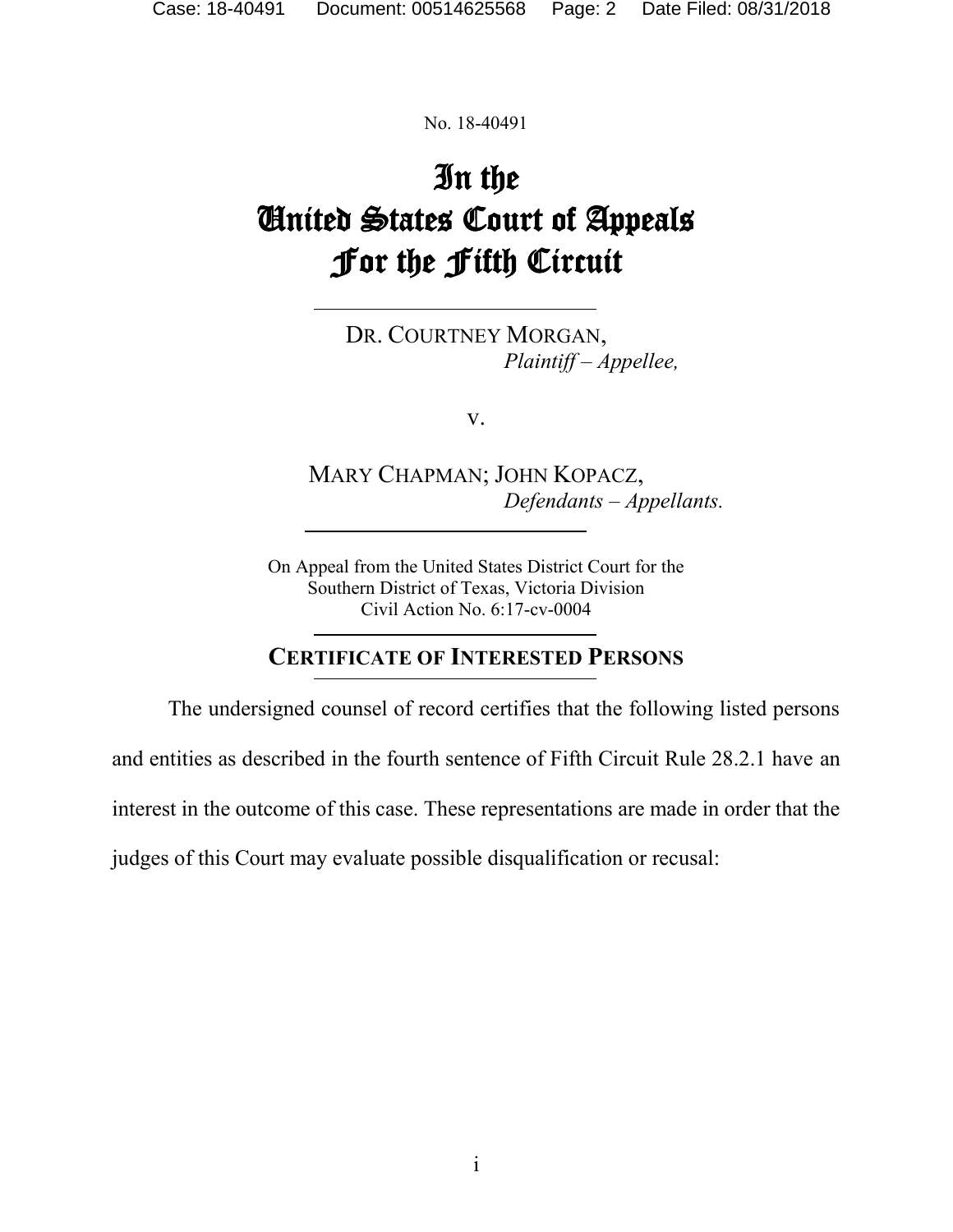No. 18-40491

# In the United States Court of Appeals For the Fifth Circuit

---

DR. COURTNEY MORGAN,
*Plaintiff – Appellee,*

v.

MARY CHAPMAN; JOHN KOPACZ,
*Defendants – Appellants.*

---

On Appeal from the United States District Court for the
Southern District of Texas, Victoria Division
Civil Action No. 6:17-cv-0004

---

## CERTIFICATE OF INTERESTED PERSONS

---

The undersigned counsel of record certifies that the following listed persons and entities as described in the fourth sentence of Fifth Circuit Rule 28.2.1 have an interest in the outcome of this case. These representations are made in order that the judges of this Court may evaluate possible disqualification or recusal: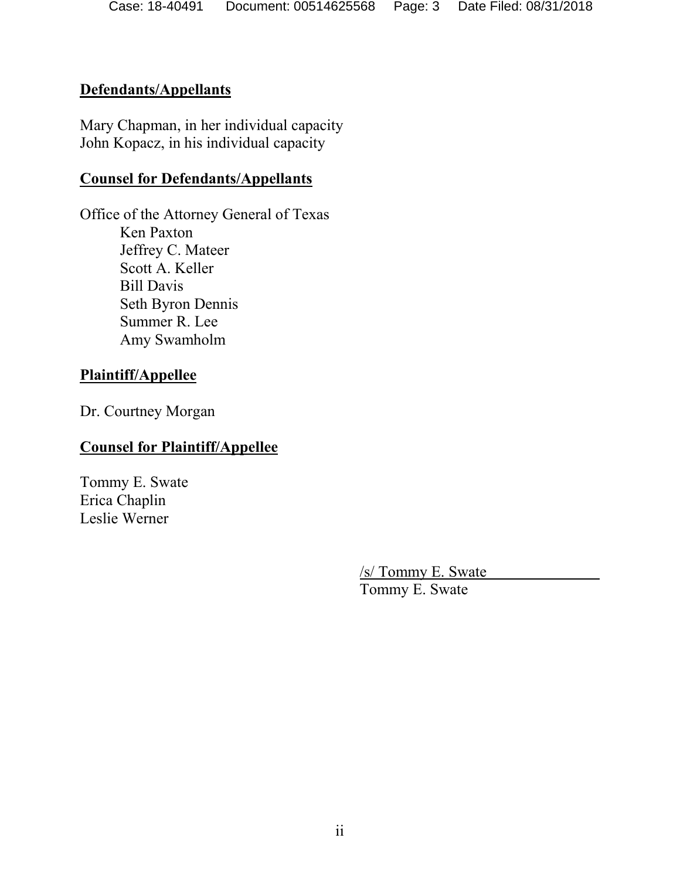**Defendants/Appellants**

Mary Chapman, in her individual capacity
John Kopacz, in his individual capacity

**Counsel for Defendants/Appellants**

Office of the Attorney General of Texas
- Ken Paxton
- Jeffrey C. Mateer
- Scott A. Keller
- Bill Davis
- Seth Byron Dennis
- Summer R. Lee
- Amy Swamholm

**Plaintiff/Appellee**

Dr. Courtney Morgan

**Counsel for Plaintiff/Appellee**

Tommy E. Swate
Erica Chaplin
Leslie Werner

/s/ Tommy E. Swate
Tommy E. Swate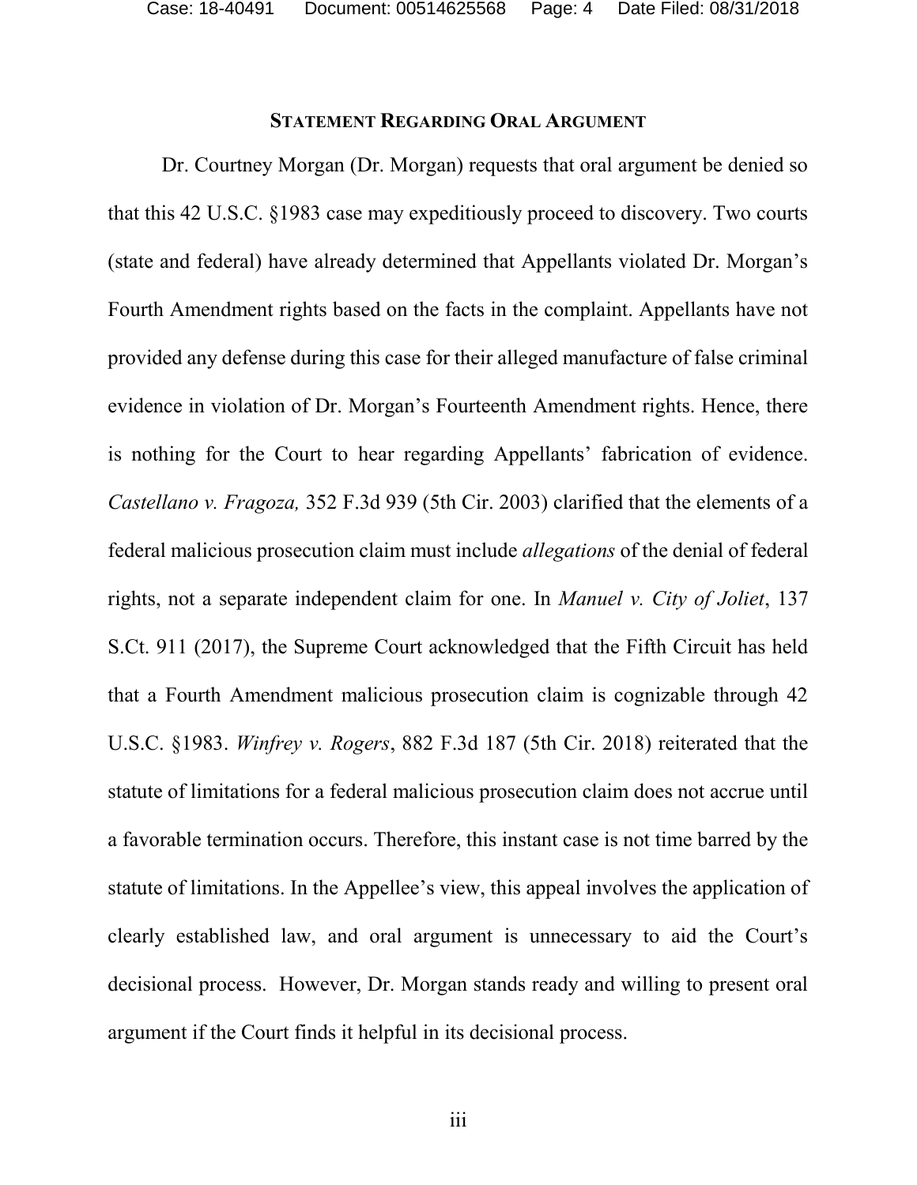## Statement Regarding Oral Argument

Dr. Courtney Morgan (Dr. Morgan) requests that oral argument be denied so that this 42 U.S.C. §1983 case may expeditiously proceed to discovery. Two courts (state and federal) have already determined that Appellants violated Dr. Morgan's Fourth Amendment rights based on the facts in the complaint. Appellants have not provided any defense during this case for their alleged manufacture of false criminal evidence in violation of Dr. Morgan's Fourteenth Amendment rights. Hence, there is nothing for the Court to hear regarding Appellants' fabrication of evidence. *Castellano v. Fragoza,* 352 F.3d 939 (5th Cir. 2003) clarified that the elements of a federal malicious prosecution claim must include *allegations* of the denial of federal rights, not a separate independent claim for one. In *Manuel v. City of Joliet*, 137 S.Ct. 911 (2017), the Supreme Court acknowledged that the Fifth Circuit has held that a Fourth Amendment malicious prosecution claim is cognizable through 42 U.S.C. §1983. *Winfrey v. Rogers*, 882 F.3d 187 (5th Cir. 2018) reiterated that the statute of limitations for a federal malicious prosecution claim does not accrue until a favorable termination occurs. Therefore, this instant case is not time barred by the statute of limitations. In the Appellee's view, this appeal involves the application of clearly established law, and oral argument is unnecessary to aid the Court's decisional process. However, Dr. Morgan stands ready and willing to present oral argument if the Court finds it helpful in its decisional process.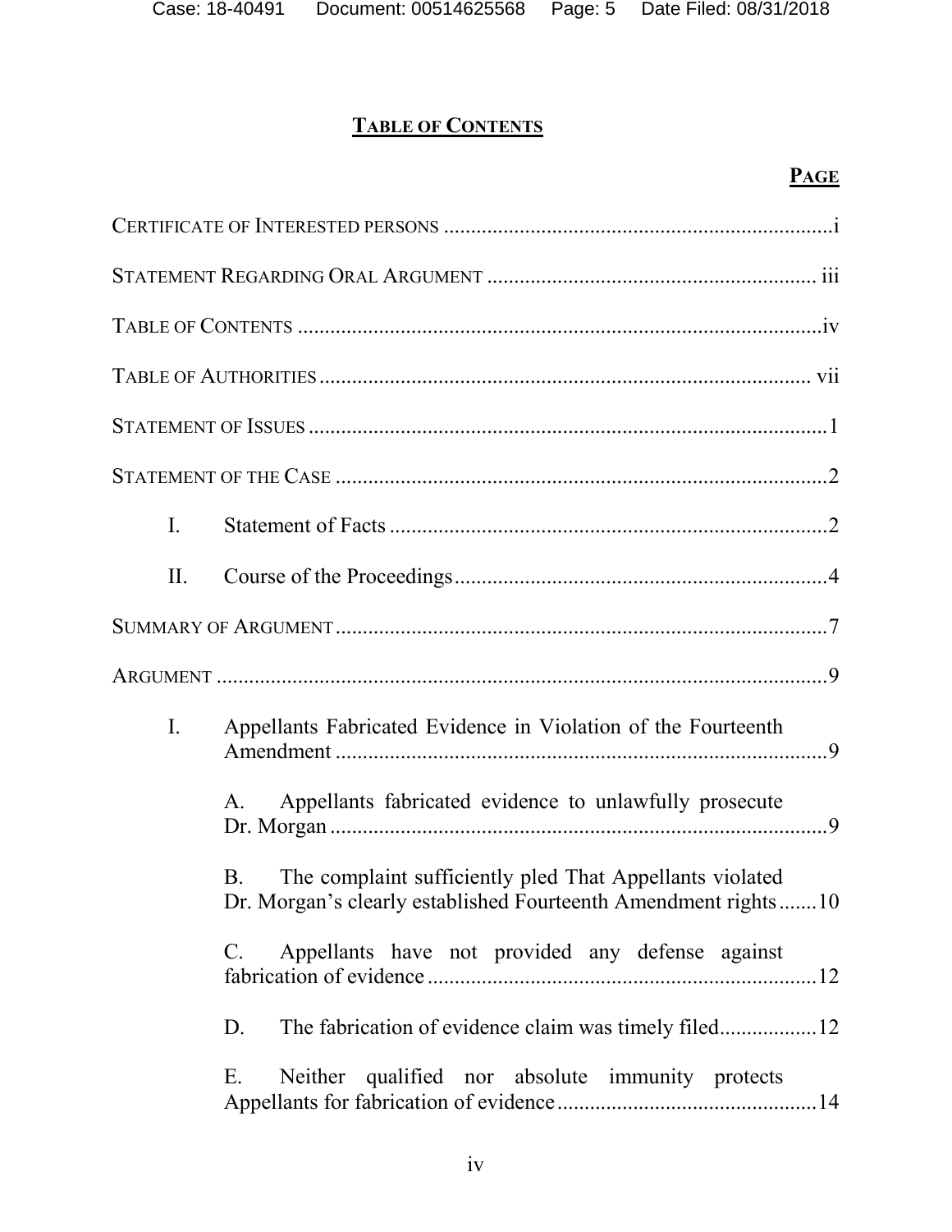## TABLE OF CONTENTS

**PAGE**

CERTIFICATE OF INTERESTED PERSONS ........................................................................i

STATEMENT REGARDING ORAL ARGUMENT ............................................................ iii

TABLE OF CONTENTS ................................................................................................iv

TABLE OF AUTHORITIES .......................................................................................... vii

STATEMENT OF ISSUES ...............................................................................................1

STATEMENT OF THE CASE ..........................................................................................2

- I. Statement of Facts ................................................................................2
- II. Course of the Proceedings....................................................................4

SUMMARY OF ARGUMENT ..........................................................................................7

ARGUMENT ................................................................................................................9

- I. Appellants Fabricated Evidence in Violation of the Fourteenth Amendment ..........................................................................................9
  - A. Appellants fabricated evidence to unlawfully prosecute Dr. Morgan ...........................................................................................9
  - B. The complaint sufficiently pled That Appellants violated Dr. Morgan's clearly established Fourteenth Amendment rights .......10
  - C. Appellants have not provided any defense against fabrication of evidence ........................................................................12
  - D. The fabrication of evidence claim was timely filed.................12
  - E. Neither qualified nor absolute immunity protects Appellants for fabrication of evidence ................................................14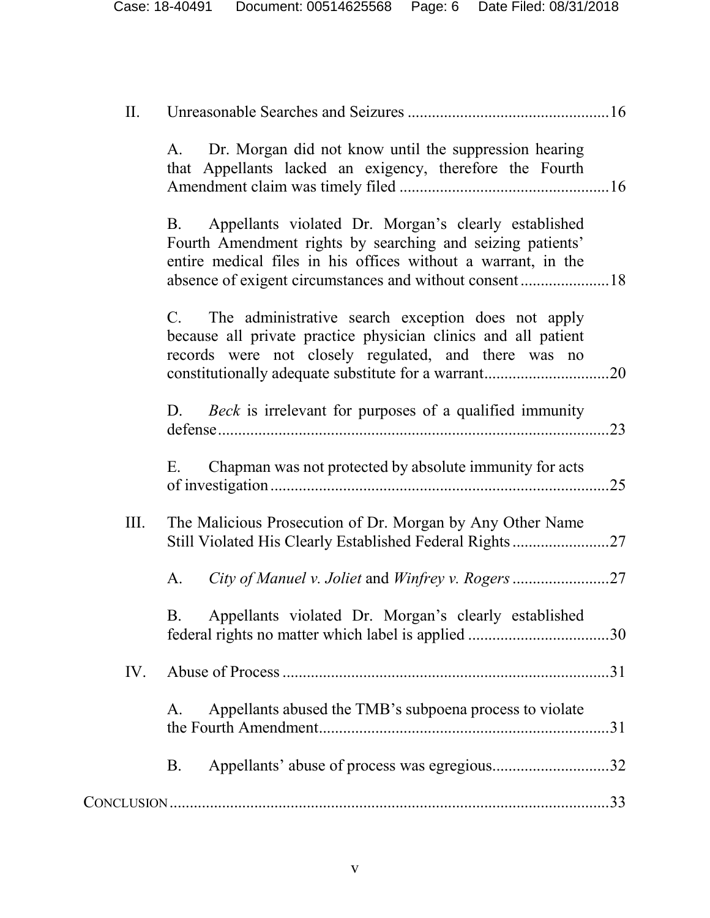II. Unreasonable Searches and Seizures ....................................................16

A. Dr. Morgan did not know until the suppression hearing that Appellants lacked an exigency, therefore the Fourth Amendment claim was timely filed ....................................................16

B. Appellants violated Dr. Morgan's clearly established Fourth Amendment rights by searching and seizing patients' entire medical files in his offices without a warrant, in the absence of exigent circumstances and without consent ......................18

C. The administrative search exception does not apply because all private practice physician clinics and all patient records were not closely regulated, and there was no constitutionally adequate substitute for a warrant...............................20

D. *Beck* is irrelevant for purposes of a qualified immunity defense.................................................................................................23

E. Chapman was not protected by absolute immunity for acts of investigation....................................................................................25

III. The Malicious Prosecution of Dr. Morgan by Any Other Name Still Violated His Clearly Established Federal Rights........................27

A. *City of Manuel v. Joliet* and *Winfrey v. Rogers* ........................27

B. Appellants violated Dr. Morgan's clearly established federal rights no matter which label is applied ...................................30

IV. Abuse of Process ................................................................................31

A. Appellants abused the TMB's subpoena process to violate the Fourth Amendment........................................................................31

B. Appellants' abuse of process was egregious.............................32

CONCLUSION..............................................................................................33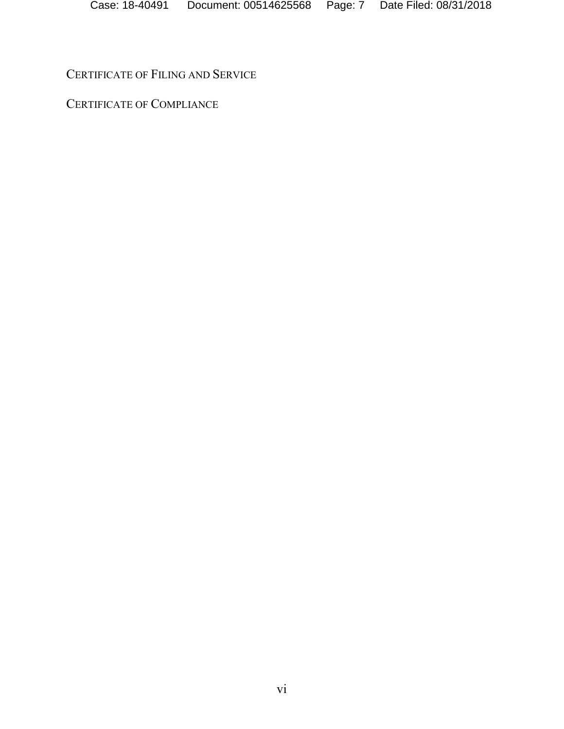CERTIFICATE OF FILING AND SERVICE

CERTIFICATE OF COMPLIANCE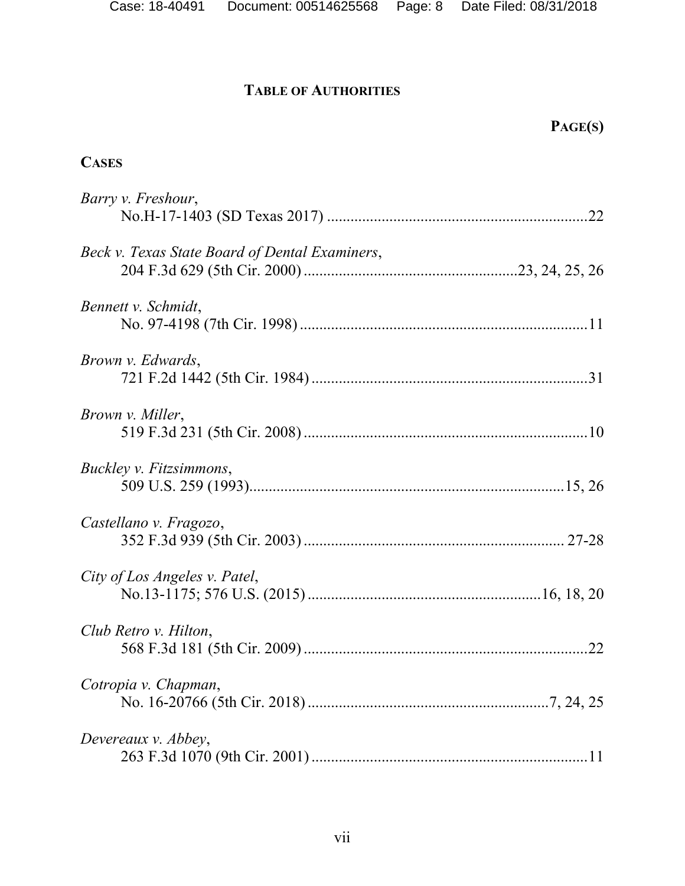# TABLE OF AUTHORITIES

**PAGE(S)**

**CASES**

*Barry v. Freshour*,
No.H-17-1403 (SD Texas 2017) ....................................................................22

*Beck v. Texas State Board of Dental Examiners*,
204 F.3d 629 (5th Cir. 2000) ........................................................23, 24, 25, 26

*Bennett v. Schmidt*,
No. 97-4198 (7th Cir. 1998) ..........................................................................11

*Brown v. Edwards*,
721 F.2d 1442 (5th Cir. 1984) .......................................................................31

*Brown v. Miller*,
519 F.3d 231 (5th Cir. 2008) .........................................................................10

*Buckley v. Fitzsimmons*,
509 U.S. 259 (1993).................................................................................15, 26

*Castellano v. Fragozo*,
352 F.3d 939 (5th Cir. 2003) ................................................................... 27-28

*City of Los Angeles v. Patel*,
No.13-1175; 576 U.S. (2015) ...........................................................16, 18, 20

*Club Retro v. Hilton*,
568 F.3d 181 (5th Cir. 2009) .........................................................................22

*Cotropia v. Chapman*,
No. 16-20766 (5th Cir. 2018) ............................................................7, 24, 25

*Devereaux v. Abbey*,
263 F.3d 1070 (9th Cir. 2001) .......................................................................11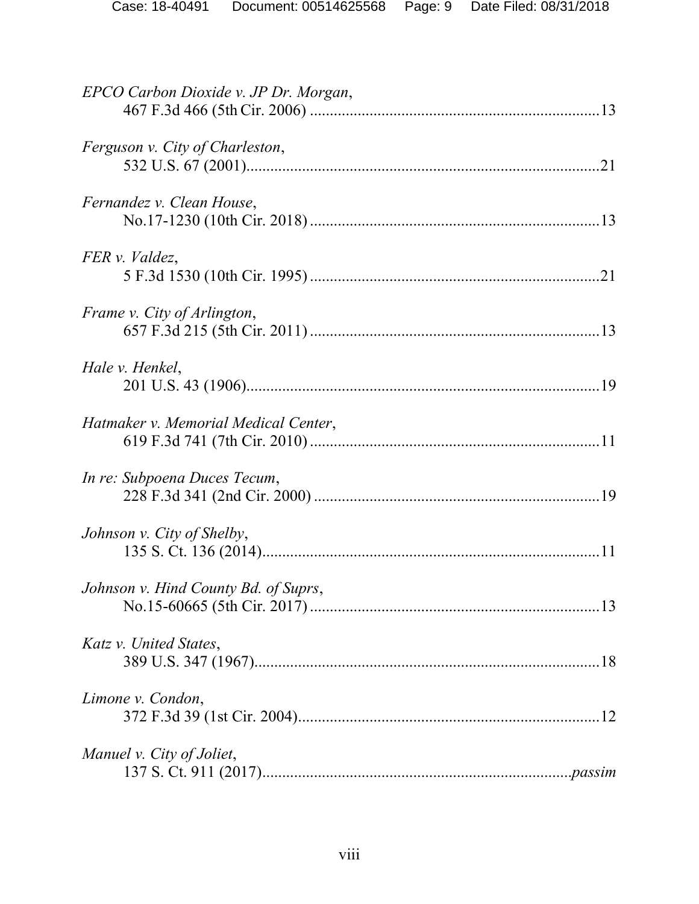*EPCO Carbon Dioxide v. JP Dr. Morgan*,
467 F.3d 466 (5th Cir. 2006) ........................................................................13

*Ferguson v. City of Charleston*,
532 U.S. 67 (2001)........................................................................................21

*Fernandez v. Clean House*,
No.17-1230 (10th Cir. 2018) ........................................................................13

*FER v. Valdez*,
5 F.3d 1530 (10th Cir. 1995) ........................................................................21

*Frame v. City of Arlington*,
657 F.3d 215 (5th Cir. 2011) ........................................................................13

*Hale v. Henkel*,
201 U.S. 43 (1906)........................................................................................19

*Hatmaker v. Memorial Medical Center*,
619 F.3d 741 (7th Cir. 2010) ........................................................................11

*In re: Subpoena Duces Tecum*,
228 F.3d 341 (2nd Cir. 2000) ........................................................................19

*Johnson v. City of Shelby*,
135 S. Ct. 136 (2014)....................................................................................11

*Johnson v. Hind County Bd. of Suprs*,
No.15-60665 (5th Cir. 2017) ........................................................................13

*Katz v. United States*,
389 U.S. 347 (1967)......................................................................................18

*Limone v. Condon*,
372 F.3d 39 (1st Cir. 2004)............................................................................12

*Manuel v. City of Joliet*,
137 S. Ct. 911 (2017).............................................................................*passim*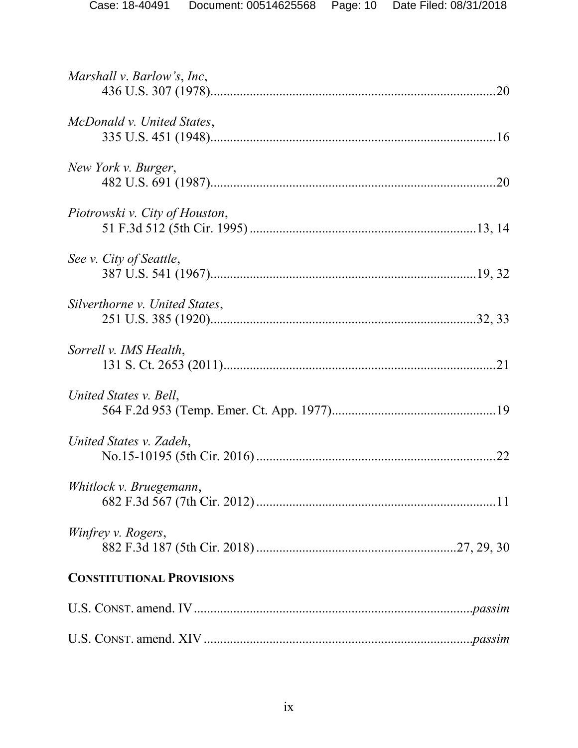*Marshall v. Barlow's, Inc*,
436 U.S. 307 (1978)....................................................................................20

*McDonald v. United States*,
335 U.S. 451 (1948)....................................................................................16

*New York v. Burger*,
482 U.S. 691 (1987)....................................................................................20

*Piotrowski v. City of Houston*,
51 F.3d 512 (5th Cir. 1995) ....................................................................13, 14

*See v. City of Seattle*,
387 U.S. 541 (1967)................................................................................19, 32

*Silverthorne v. United States*,
251 U.S. 385 (1920)................................................................................32, 33

*Sorrell v. IMS Health*,
131 S. Ct. 2653 (2011)................................................................................21

*United States v. Bell*,
564 F.2d 953 (Temp. Emer. Ct. App. 1977)................................................19

*United States v. Zadeh*,
No.15-10195 (5th Cir. 2016) .......................................................................22

*Whitlock v. Bruegemann*,
682 F.3d 567 (7th Cir. 2012) .......................................................................11

*Winfrey v. Rogers*,
882 F.3d 187 (5th Cir. 2018) ...........................................................27, 29, 30

**CONSTITUTIONAL PROVISIONS**

U.S. CONST. amend. IV.................................................................................*passim*

U.S. CONST. amend. XIV..............................................................................*passim*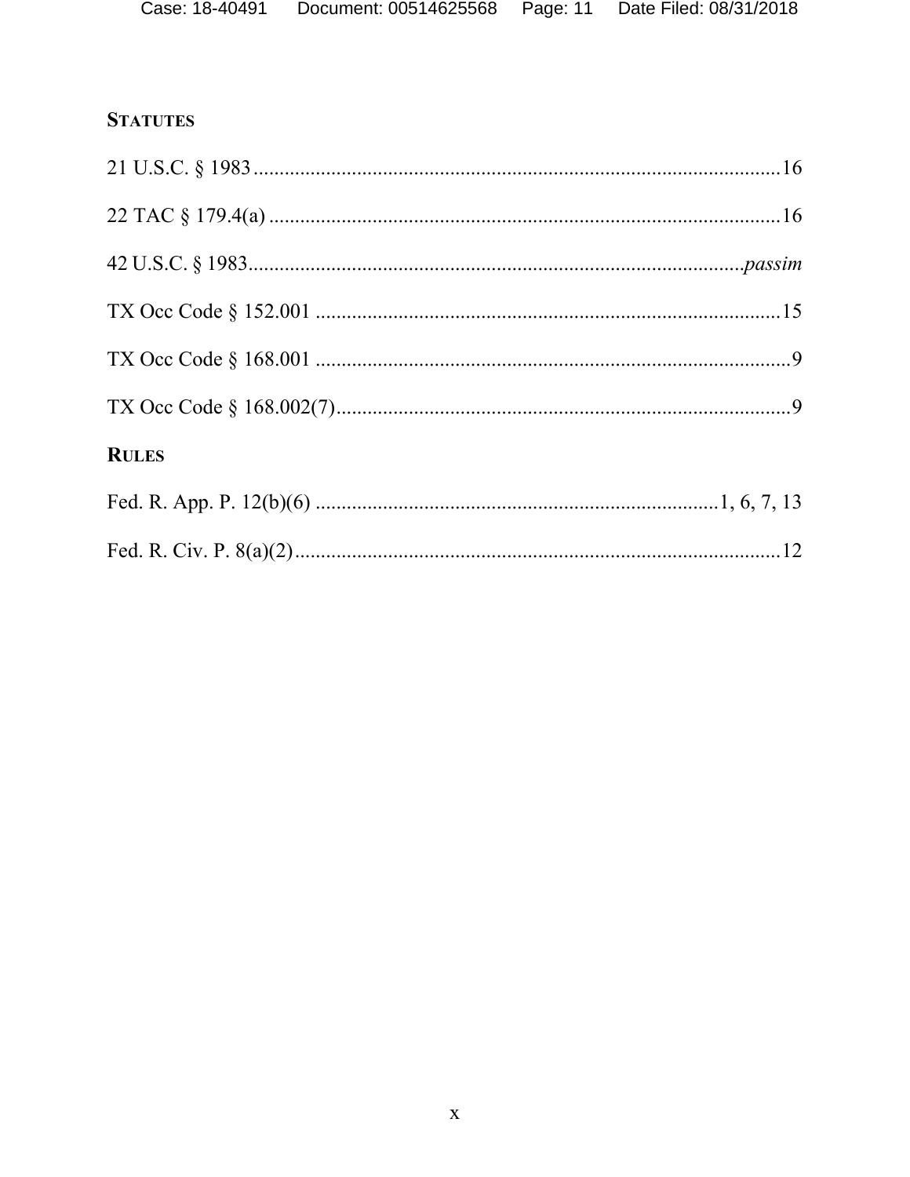## STATUTES

21 U.S.C. § 1983 ......................................................................................16

22 TAC § 179.4(a) ....................................................................................16

42 U.S.C. § 1983............................................................................. *passim*

TX Occ Code § 152.001 ...........................................................................15

TX Occ Code § 168.001 .............................................................................9

TX Occ Code § 168.002(7).........................................................................9

## RULES

Fed. R. App. P. 12(b)(6) ........................................................... 1, 6, 7, 13

Fed. R. Civ. P. 8(a)(2)...............................................................................12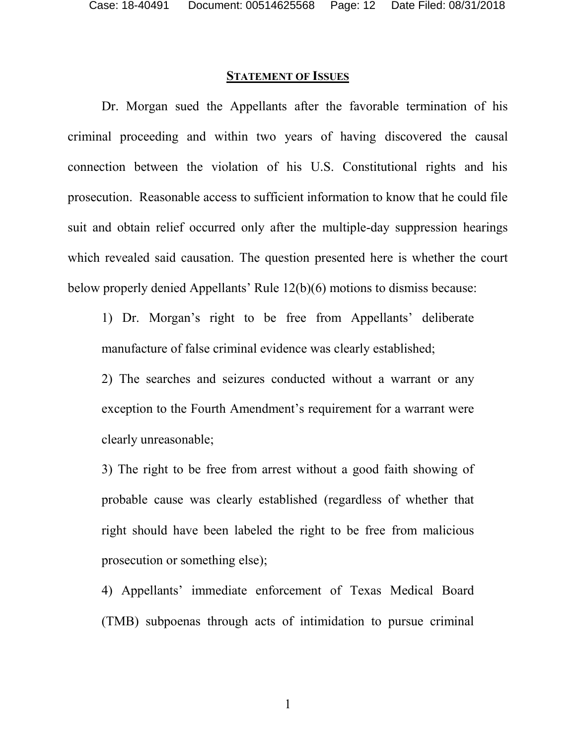## STATEMENT OF ISSUES

Dr. Morgan sued the Appellants after the favorable termination of his criminal proceeding and within two years of having discovered the causal connection between the violation of his U.S. Constitutional rights and his prosecution. Reasonable access to sufficient information to know that he could file suit and obtain relief occurred only after the multiple-day suppression hearings which revealed said causation. The question presented here is whether the court below properly denied Appellants' Rule 12(b)(6) motions to dismiss because:

1) Dr. Morgan's right to be free from Appellants' deliberate manufacture of false criminal evidence was clearly established;

2) The searches and seizures conducted without a warrant or any exception to the Fourth Amendment's requirement for a warrant were clearly unreasonable;

3) The right to be free from arrest without a good faith showing of probable cause was clearly established (regardless of whether that right should have been labeled the right to be free from malicious prosecution or something else);

4) Appellants' immediate enforcement of Texas Medical Board (TMB) subpoenas through acts of intimidation to pursue criminal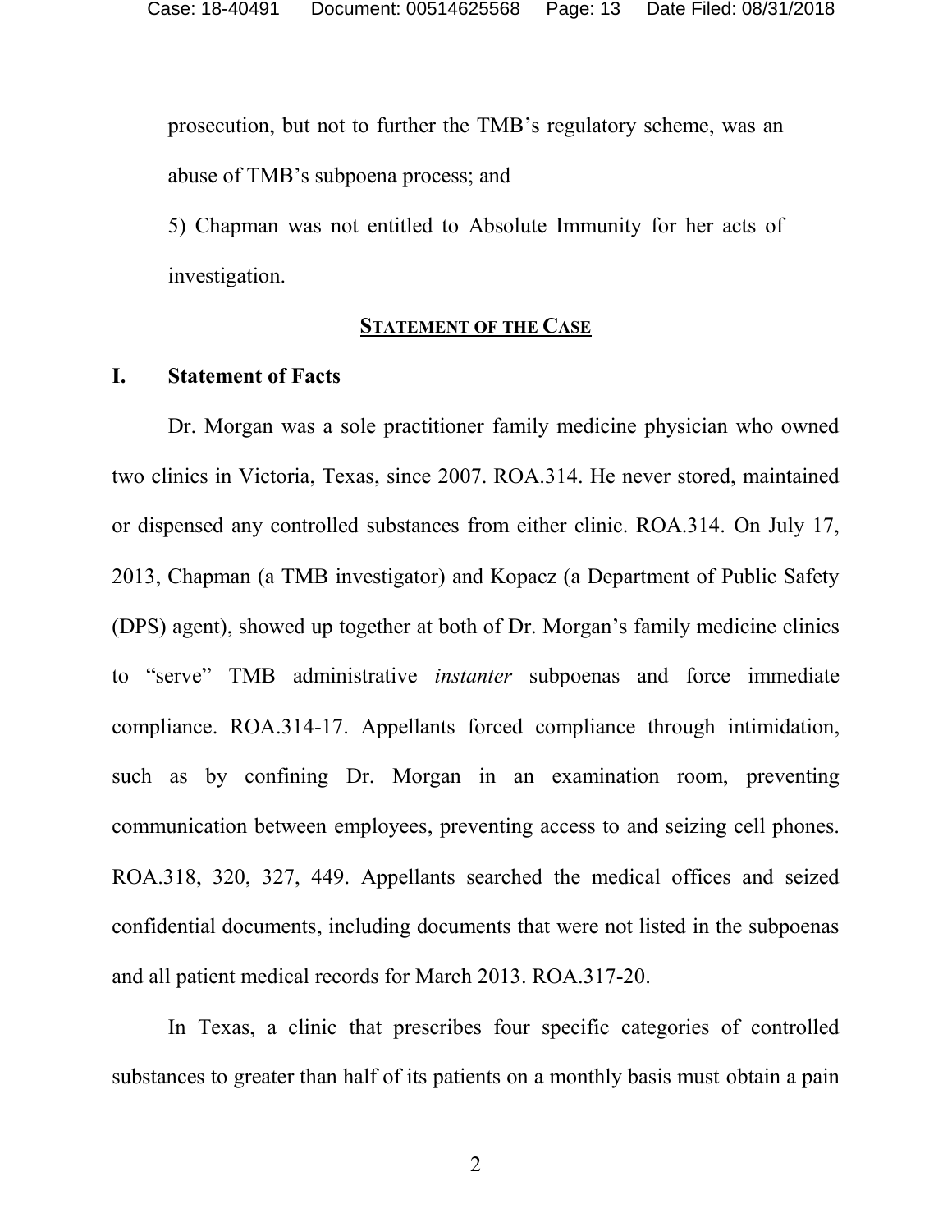prosecution, but not to further the TMB's regulatory scheme, was an abuse of TMB's subpoena process; and

5) Chapman was not entitled to Absolute Immunity for her acts of investigation.

## STATEMENT OF THE CASE

### I. Statement of Facts

Dr. Morgan was a sole practitioner family medicine physician who owned two clinics in Victoria, Texas, since 2007. ROA.314. He never stored, maintained or dispensed any controlled substances from either clinic. ROA.314. On July 17, 2013, Chapman (a TMB investigator) and Kopacz (a Department of Public Safety (DPS) agent), showed up together at both of Dr. Morgan's family medicine clinics to "serve" TMB administrative *instanter* subpoenas and force immediate compliance. ROA.314-17. Appellants forced compliance through intimidation, such as by confining Dr. Morgan in an examination room, preventing communication between employees, preventing access to and seizing cell phones. ROA.318, 320, 327, 449. Appellants searched the medical offices and seized confidential documents, including documents that were not listed in the subpoenas and all patient medical records for March 2013. ROA.317-20.

In Texas, a clinic that prescribes four specific categories of controlled substances to greater than half of its patients on a monthly basis must obtain a pain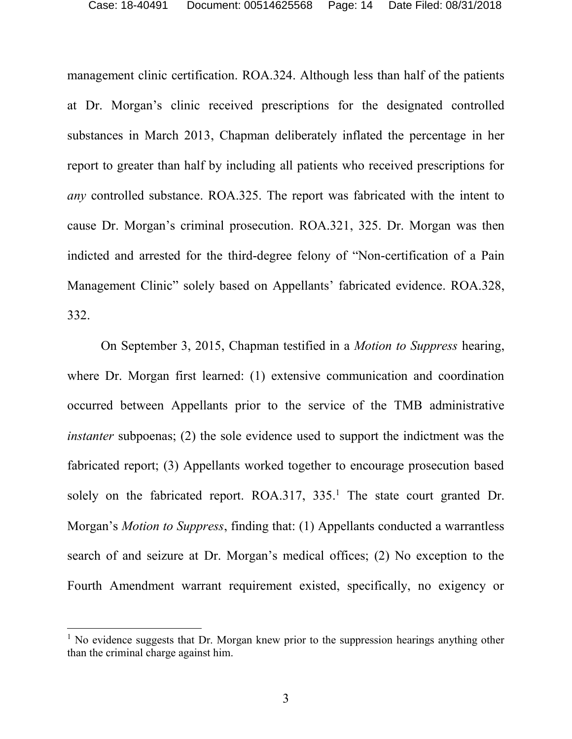management clinic certification. ROA.324. Although less than half of the patients at Dr. Morgan's clinic received prescriptions for the designated controlled substances in March 2013, Chapman deliberately inflated the percentage in her report to greater than half by including all patients who received prescriptions for *any* controlled substance. ROA.325. The report was fabricated with the intent to cause Dr. Morgan's criminal prosecution. ROA.321, 325. Dr. Morgan was then indicted and arrested for the third-degree felony of "Non-certification of a Pain Management Clinic" solely based on Appellants' fabricated evidence. ROA.328, 332.

On September 3, 2015, Chapman testified in a *Motion to Suppress* hearing, where Dr. Morgan first learned: (1) extensive communication and coordination occurred between Appellants prior to the service of the TMB administrative *instanter* subpoenas; (2) the sole evidence used to support the indictment was the fabricated report; (3) Appellants worked together to encourage prosecution based solely on the fabricated report. ROA.317, 335.[1] The state court granted Dr. Morgan's *Motion to Suppress*, finding that: (1) Appellants conducted a warrantless search of and seizure at Dr. Morgan's medical offices; (2) No exception to the Fourth Amendment warrant requirement existed, specifically, no exigency or

[1] No evidence suggests that Dr. Morgan knew prior to the suppression hearings anything other than the criminal charge against him.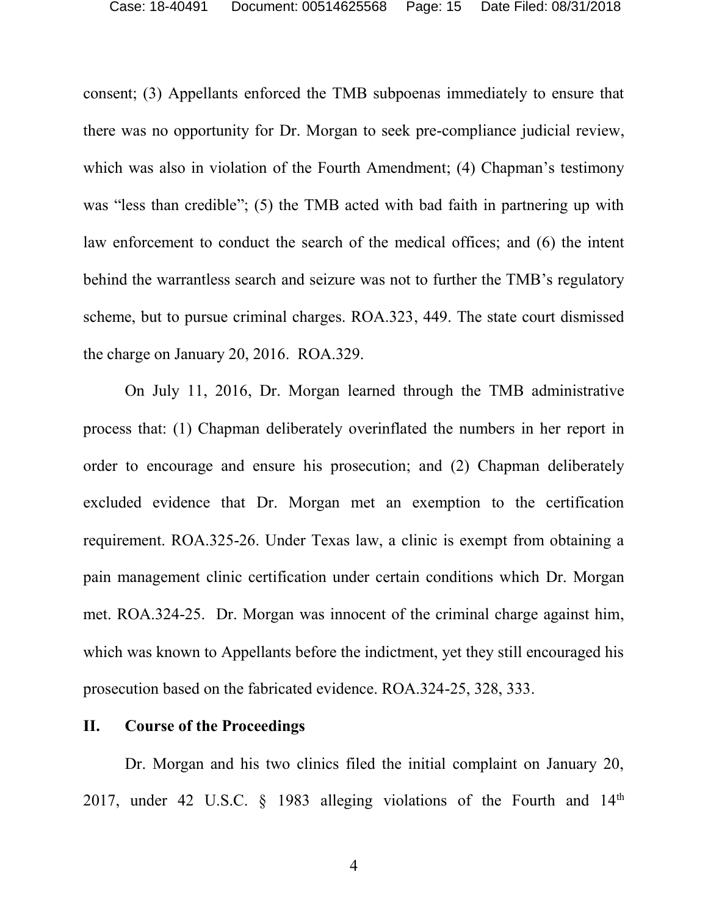consent; (3) Appellants enforced the TMB subpoenas immediately to ensure that there was no opportunity for Dr. Morgan to seek pre-compliance judicial review, which was also in violation of the Fourth Amendment; (4) Chapman's testimony was "less than credible"; (5) the TMB acted with bad faith in partnering up with law enforcement to conduct the search of the medical offices; and (6) the intent behind the warrantless search and seizure was not to further the TMB's regulatory scheme, but to pursue criminal charges. ROA.323, 449. The state court dismissed the charge on January 20, 2016. ROA.329.

On July 11, 2016, Dr. Morgan learned through the TMB administrative process that: (1) Chapman deliberately overinflated the numbers in her report in order to encourage and ensure his prosecution; and (2) Chapman deliberately excluded evidence that Dr. Morgan met an exemption to the certification requirement. ROA.325-26. Under Texas law, a clinic is exempt from obtaining a pain management clinic certification under certain conditions which Dr. Morgan met. ROA.324-25. Dr. Morgan was innocent of the criminal charge against him, which was known to Appellants before the indictment, yet they still encouraged his prosecution based on the fabricated evidence. ROA.324-25, 328, 333.

## II. Course of the Proceedings

Dr. Morgan and his two clinics filed the initial complaint on January 20, 2017, under 42 U.S.C. § 1983 alleging violations of the Fourth and 14th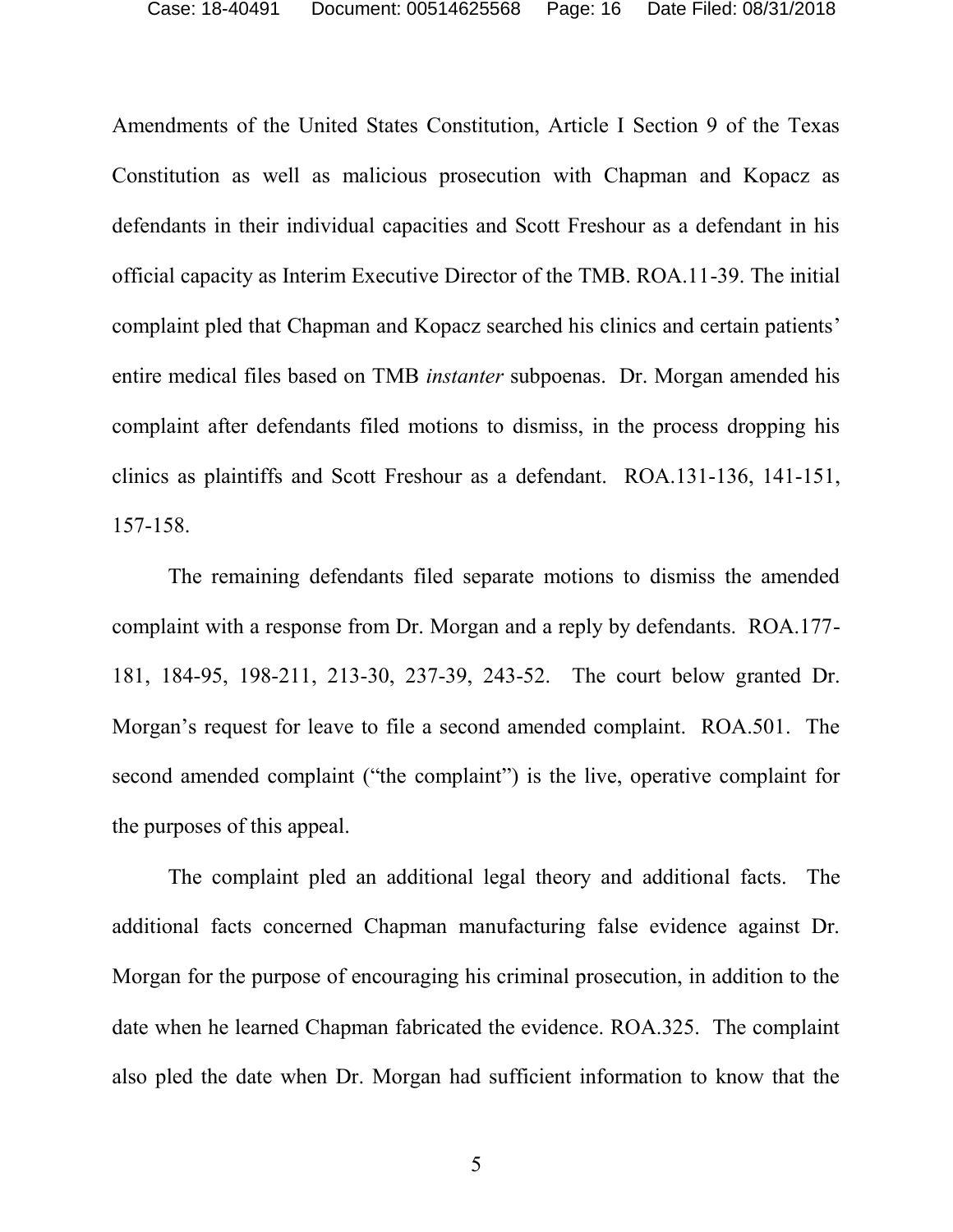Amendments of the United States Constitution, Article I Section 9 of the Texas Constitution as well as malicious prosecution with Chapman and Kopacz as defendants in their individual capacities and Scott Freshour as a defendant in his official capacity as Interim Executive Director of the TMB. ROA.11-39. The initial complaint pled that Chapman and Kopacz searched his clinics and certain patients' entire medical files based on TMB *instanter* subpoenas. Dr. Morgan amended his complaint after defendants filed motions to dismiss, in the process dropping his clinics as plaintiffs and Scott Freshour as a defendant. ROA.131-136, 141-151, 157-158.

The remaining defendants filed separate motions to dismiss the amended complaint with a response from Dr. Morgan and a reply by defendants. ROA.177-181, 184-95, 198-211, 213-30, 237-39, 243-52. The court below granted Dr. Morgan's request for leave to file a second amended complaint. ROA.501. The second amended complaint ("the complaint") is the live, operative complaint for the purposes of this appeal.

The complaint pled an additional legal theory and additional facts. The additional facts concerned Chapman manufacturing false evidence against Dr. Morgan for the purpose of encouraging his criminal prosecution, in addition to the date when he learned Chapman fabricated the evidence. ROA.325. The complaint also pled the date when Dr. Morgan had sufficient information to know that the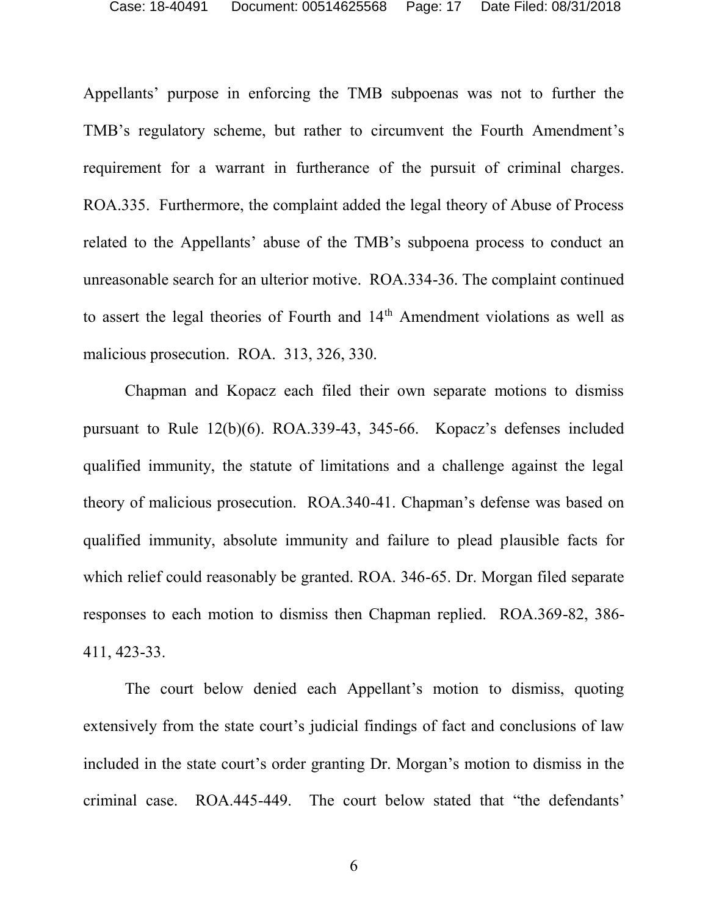Appellants' purpose in enforcing the TMB subpoenas was not to further the TMB's regulatory scheme, but rather to circumvent the Fourth Amendment's requirement for a warrant in furtherance of the pursuit of criminal charges. ROA.335. Furthermore, the complaint added the legal theory of Abuse of Process related to the Appellants' abuse of the TMB's subpoena process to conduct an unreasonable search for an ulterior motive. ROA.334-36. The complaint continued to assert the legal theories of Fourth and 14th Amendment violations as well as malicious prosecution. ROA. 313, 326, 330.

Chapman and Kopacz each filed their own separate motions to dismiss pursuant to Rule 12(b)(6). ROA.339-43, 345-66. Kopacz's defenses included qualified immunity, the statute of limitations and a challenge against the legal theory of malicious prosecution. ROA.340-41. Chapman's defense was based on qualified immunity, absolute immunity and failure to plead plausible facts for which relief could reasonably be granted. ROA. 346-65. Dr. Morgan filed separate responses to each motion to dismiss then Chapman replied. ROA.369-82, 386-411, 423-33.

The court below denied each Appellant's motion to dismiss, quoting extensively from the state court's judicial findings of fact and conclusions of law included in the state court's order granting Dr. Morgan's motion to dismiss in the criminal case. ROA.445-449. The court below stated that "the defendants'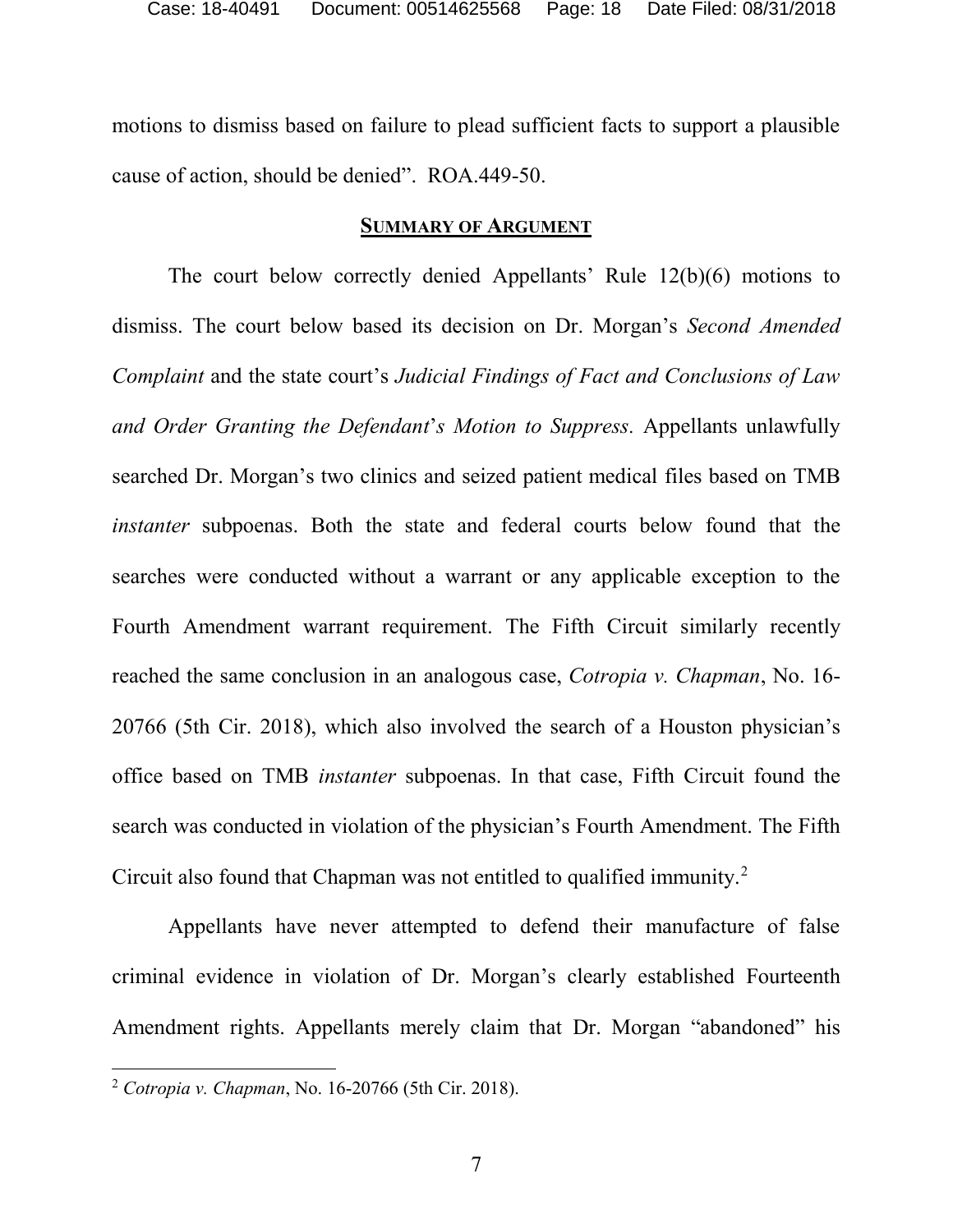motions to dismiss based on failure to plead sufficient facts to support a plausible cause of action, should be denied". ROA.449-50.

## SUMMARY OF ARGUMENT

The court below correctly denied Appellants' Rule 12(b)(6) motions to dismiss. The court below based its decision on Dr. Morgan's *Second Amended Complaint* and the state court's *Judicial Findings of Fact and Conclusions of Law and Order Granting the Defendant's Motion to Suppress*. Appellants unlawfully searched Dr. Morgan's two clinics and seized patient medical files based on TMB *instanter* subpoenas. Both the state and federal courts below found that the searches were conducted without a warrant or any applicable exception to the Fourth Amendment warrant requirement. The Fifth Circuit similarly recently reached the same conclusion in an analogous case, *Cotropia v. Chapman*, No. 16-20766 (5th Cir. 2018), which also involved the search of a Houston physician's office based on TMB *instanter* subpoenas. In that case, Fifth Circuit found the search was conducted in violation of the physician's Fourth Amendment. The Fifth Circuit also found that Chapman was not entitled to qualified immunity.[2]

Appellants have never attempted to defend their manufacture of false criminal evidence in violation of Dr. Morgan's clearly established Fourteenth Amendment rights. Appellants merely claim that Dr. Morgan "abandoned" his

---

[2] *Cotropia v. Chapman*, No. 16-20766 (5th Cir. 2018).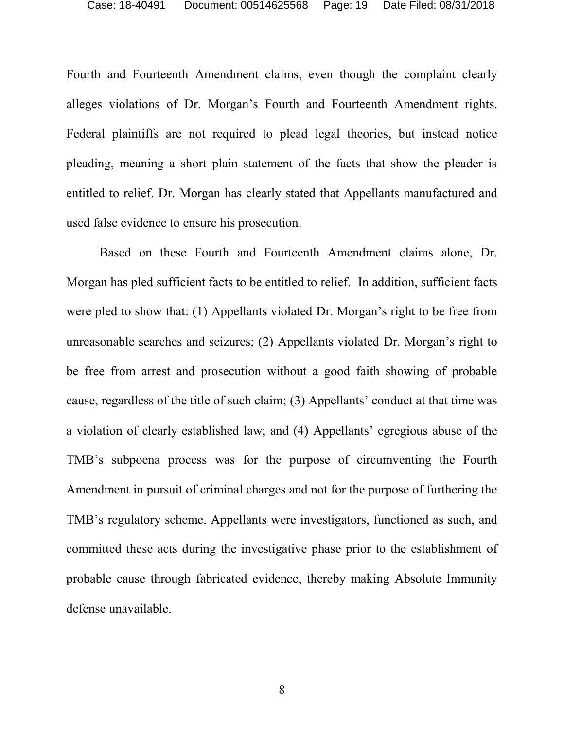Fourth and Fourteenth Amendment claims, even though the complaint clearly alleges violations of Dr. Morgan's Fourth and Fourteenth Amendment rights. Federal plaintiffs are not required to plead legal theories, but instead notice pleading, meaning a short plain statement of the facts that show the pleader is entitled to relief. Dr. Morgan has clearly stated that Appellants manufactured and used false evidence to ensure his prosecution.

Based on these Fourth and Fourteenth Amendment claims alone, Dr. Morgan has pled sufficient facts to be entitled to relief. In addition, sufficient facts were pled to show that: (1) Appellants violated Dr. Morgan's right to be free from unreasonable searches and seizures; (2) Appellants violated Dr. Morgan's right to be free from arrest and prosecution without a good faith showing of probable cause, regardless of the title of such claim; (3) Appellants' conduct at that time was a violation of clearly established law; and (4) Appellants' egregious abuse of the TMB's subpoena process was for the purpose of circumventing the Fourth Amendment in pursuit of criminal charges and not for the purpose of furthering the TMB's regulatory scheme. Appellants were investigators, functioned as such, and committed these acts during the investigative phase prior to the establishment of probable cause through fabricated evidence, thereby making Absolute Immunity defense unavailable.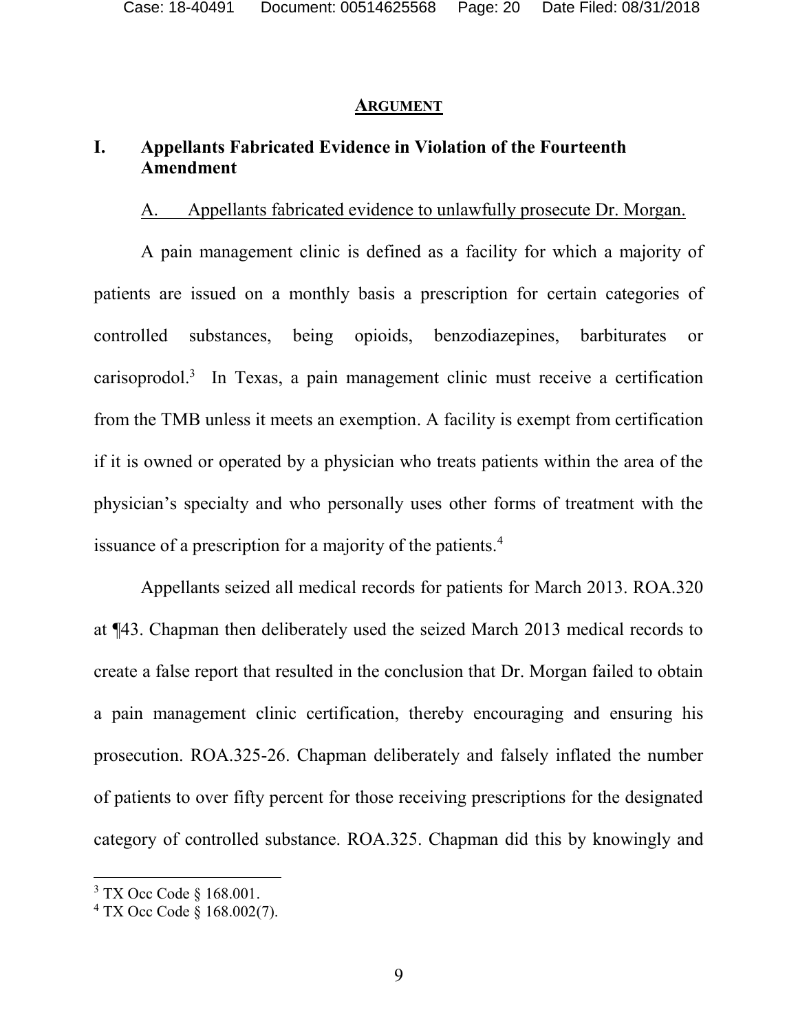## ARGUMENT

### I. Appellants Fabricated Evidence in Violation of the Fourteenth Amendment

A. Appellants fabricated evidence to unlawfully prosecute Dr. Morgan.

A pain management clinic is defined as a facility for which a majority of patients are issued on a monthly basis a prescription for certain categories of controlled substances, being opioids, benzodiazepines, barbiturates or carisoprodol.[3] In Texas, a pain management clinic must receive a certification from the TMB unless it meets an exemption. A facility is exempt from certification if it is owned or operated by a physician who treats patients within the area of the physician's specialty and who personally uses other forms of treatment with the issuance of a prescription for a majority of the patients.[4]

Appellants seized all medical records for patients for March 2013. ROA.320 at ¶43. Chapman then deliberately used the seized March 2013 medical records to create a false report that resulted in the conclusion that Dr. Morgan failed to obtain a pain management clinic certification, thereby encouraging and ensuring his prosecution. ROA.325-26. Chapman deliberately and falsely inflated the number of patients to over fifty percent for those receiving prescriptions for the designated category of controlled substance. ROA.325. Chapman did this by knowingly and

---

[3] TX Occ Code § 168.001.

[4] TX Occ Code § 168.002(7).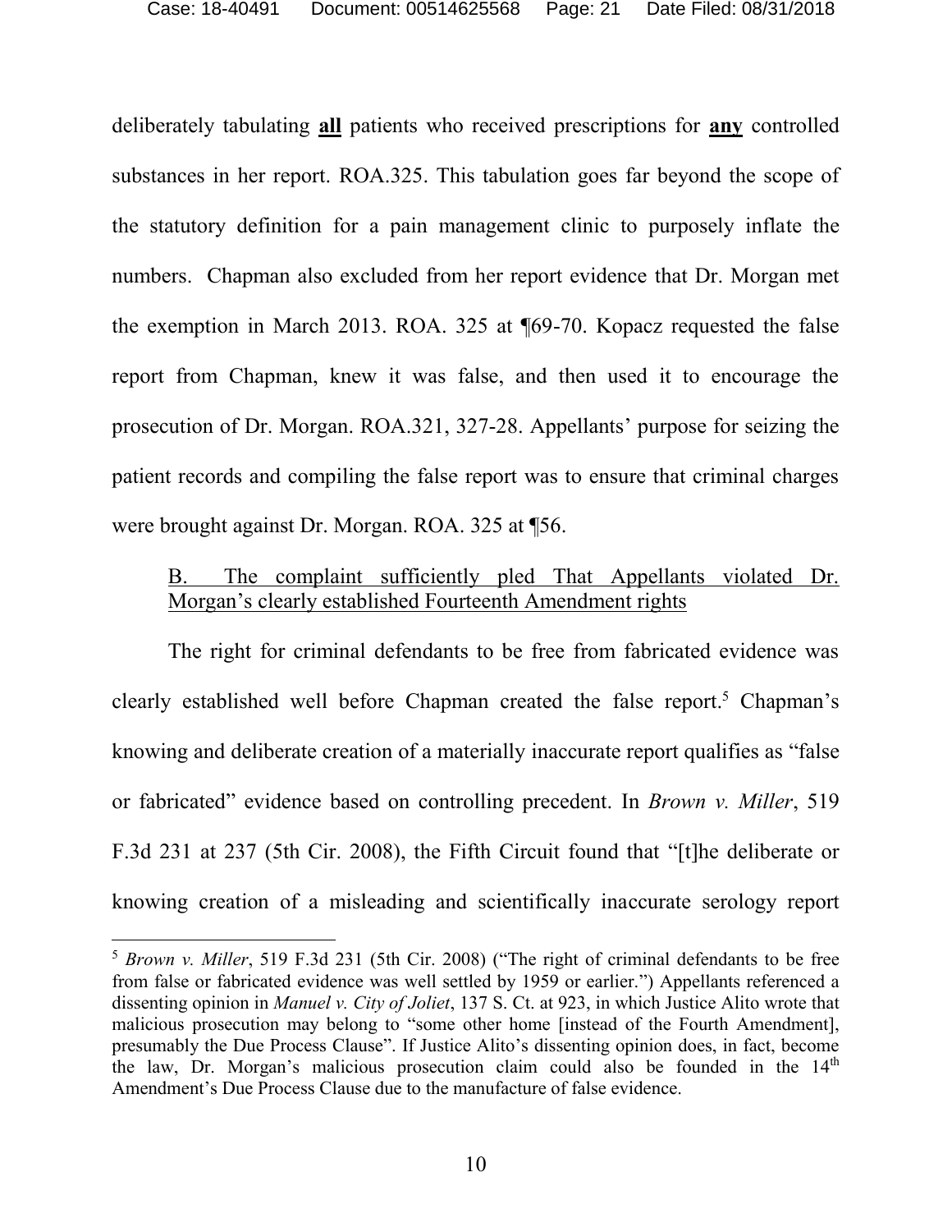deliberately tabulating **all** patients who received prescriptions for **any** controlled substances in her report. ROA.325. This tabulation goes far beyond the scope of the statutory definition for a pain management clinic to purposely inflate the numbers. Chapman also excluded from her report evidence that Dr. Morgan met the exemption in March 2013. ROA. 325 at ¶69-70. Kopacz requested the false report from Chapman, knew it was false, and then used it to encourage the prosecution of Dr. Morgan. ROA.321, 327-28. Appellants' purpose for seizing the patient records and compiling the false report was to ensure that criminal charges were brought against Dr. Morgan. ROA. 325 at ¶56.

B. The complaint sufficiently pled That Appellants violated Dr. Morgan's clearly established Fourteenth Amendment rights

The right for criminal defendants to be free from fabricated evidence was clearly established well before Chapman created the false report.[5] Chapman's knowing and deliberate creation of a materially inaccurate report qualifies as "false or fabricated" evidence based on controlling precedent. In *Brown v. Miller*, 519 F.3d 231 at 237 (5th Cir. 2008), the Fifth Circuit found that "[t]he deliberate or knowing creation of a misleading and scientifically inaccurate serology report

[5] *Brown v. Miller*, 519 F.3d 231 (5th Cir. 2008) ("The right of criminal defendants to be free from false or fabricated evidence was well settled by 1959 or earlier.") Appellants referenced a dissenting opinion in *Manuel v. City of Joliet*, 137 S. Ct. at 923, in which Justice Alito wrote that malicious prosecution may belong to "some other home [instead of the Fourth Amendment], presumably the Due Process Clause". If Justice Alito's dissenting opinion does, in fact, become the law, Dr. Morgan's malicious prosecution claim could also be founded in the 14th Amendment's Due Process Clause due to the manufacture of false evidence.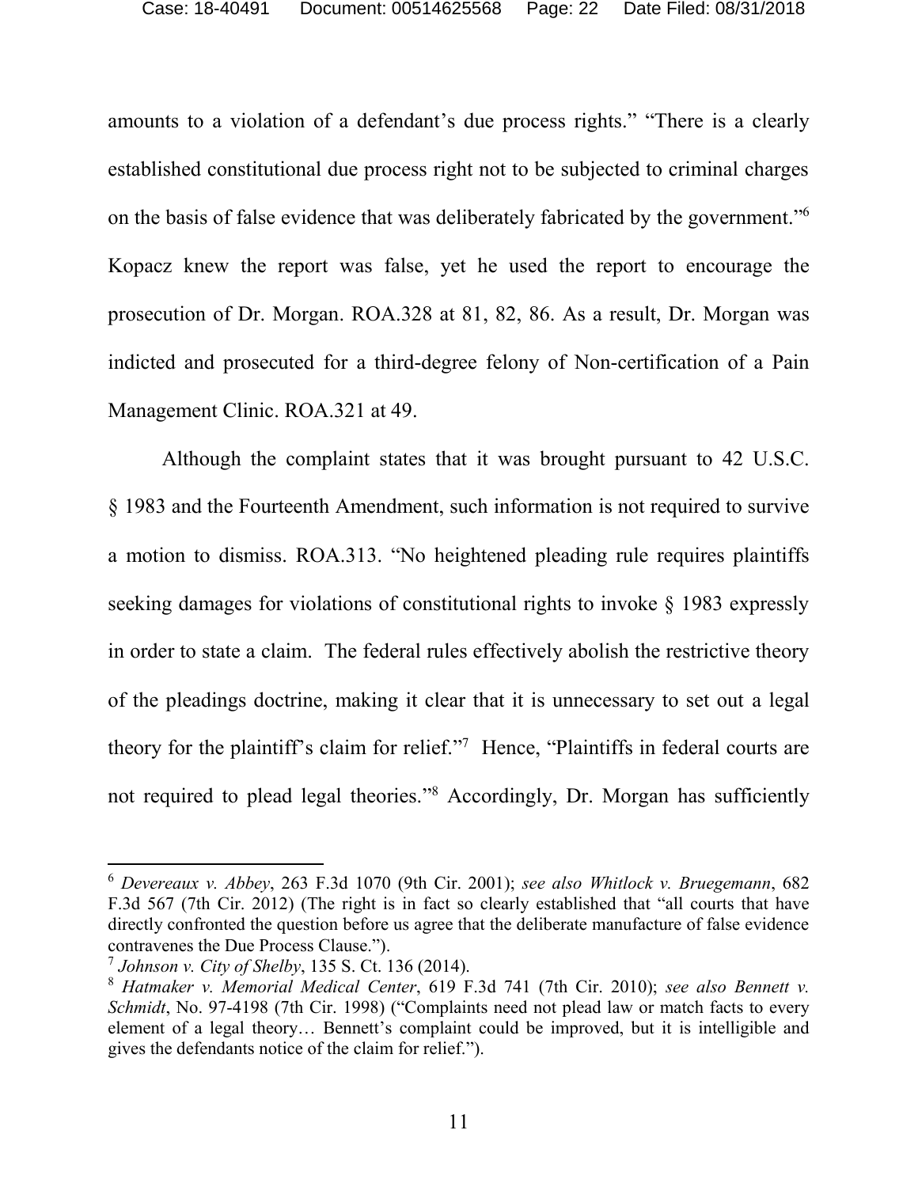amounts to a violation of a defendant's due process rights." "There is a clearly established constitutional due process right not to be subjected to criminal charges on the basis of false evidence that was deliberately fabricated by the government."[6] Kopacz knew the report was false, yet he used the report to encourage the prosecution of Dr. Morgan. ROA.328 at 81, 82, 86. As a result, Dr. Morgan was indicted and prosecuted for a third-degree felony of Non-certification of a Pain Management Clinic. ROA.321 at 49.

Although the complaint states that it was brought pursuant to 42 U.S.C. § 1983 and the Fourteenth Amendment, such information is not required to survive a motion to dismiss. ROA.313. "No heightened pleading rule requires plaintiffs seeking damages for violations of constitutional rights to invoke § 1983 expressly in order to state a claim. The federal rules effectively abolish the restrictive theory of the pleadings doctrine, making it clear that it is unnecessary to set out a legal theory for the plaintiff's claim for relief."[7] Hence, "Plaintiffs in federal courts are not required to plead legal theories."[8] Accordingly, Dr. Morgan has sufficiently

---

[6] *Devereaux v. Abbey*, 263 F.3d 1070 (9th Cir. 2001); *see also Whitlock v. Bruegemann*, 682 F.3d 567 (7th Cir. 2012) (The right is in fact so clearly established that "all courts that have directly confronted the question before us agree that the deliberate manufacture of false evidence contravenes the Due Process Clause.").

[7] *Johnson v. City of Shelby*, 135 S. Ct. 136 (2014).

[8] *Hatmaker v. Memorial Medical Center*, 619 F.3d 741 (7th Cir. 2010); *see also Bennett v. Schmidt*, No. 97-4198 (7th Cir. 1998) ("Complaints need not plead law or match facts to every element of a legal theory… Bennett's complaint could be improved, but it is intelligible and gives the defendants notice of the claim for relief.").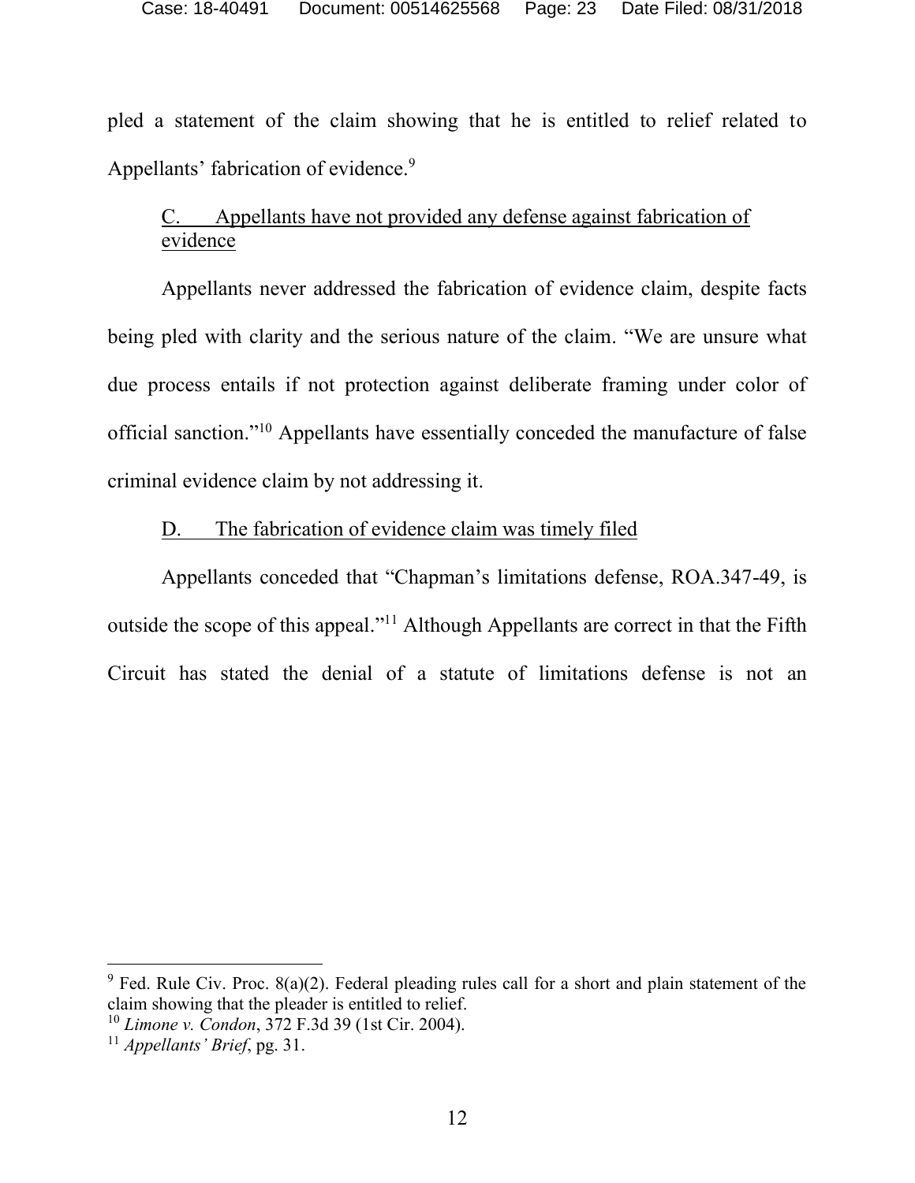pled a statement of the claim showing that he is entitled to relief related to Appellants' fabrication of evidence.[9]

C. Appellants have not provided any defense against fabrication of evidence

Appellants never addressed the fabrication of evidence claim, despite facts being pled with clarity and the serious nature of the claim. "We are unsure what due process entails if not protection against deliberate framing under color of official sanction."[10] Appellants have essentially conceded the manufacture of false criminal evidence claim by not addressing it.

D. The fabrication of evidence claim was timely filed

Appellants conceded that "Chapman's limitations defense, ROA.347-49, is outside the scope of this appeal."[11] Although Appellants are correct in that the Fifth Circuit has stated the denial of a statute of limitations defense is not an

---

[9] Fed. Rule Civ. Proc. 8(a)(2). Federal pleading rules call for a short and plain statement of the claim showing that the pleader is entitled to relief.

[10] *Limone v. Condon*, 372 F.3d 39 (1st Cir. 2004).

[11] *Appellants' Brief*, pg. 31.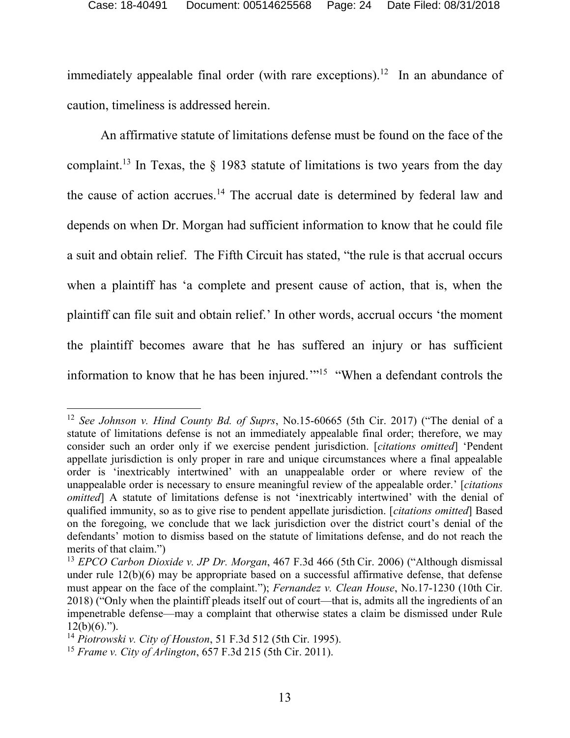immediately appealable final order (with rare exceptions).[12] In an abundance of caution, timeliness is addressed herein.

An affirmative statute of limitations defense must be found on the face of the complaint.[13] In Texas, the § 1983 statute of limitations is two years from the day the cause of action accrues.[14] The accrual date is determined by federal law and depends on when Dr. Morgan had sufficient information to know that he could file a suit and obtain relief. The Fifth Circuit has stated, "the rule is that accrual occurs when a plaintiff has 'a complete and present cause of action, that is, when the plaintiff can file suit and obtain relief.' In other words, accrual occurs 'the moment the plaintiff becomes aware that he has suffered an injury or has sufficient information to know that he has been injured.'"[15] "When a defendant controls the

---

[12] *See Johnson v. Hind County Bd. of Suprs*, No.15-60665 (5th Cir. 2017) ("The denial of a statute of limitations defense is not an immediately appealable final order; therefore, we may consider such an order only if we exercise pendent jurisdiction. [*citations omitted*] 'Pendent appellate jurisdiction is only proper in rare and unique circumstances where a final appealable order is 'inextricably intertwined' with an unappealable order or where review of the unappealable order is necessary to ensure meaningful review of the appealable order.' [*citations omitted*] A statute of limitations defense is not 'inextricably intertwined' with the denial of qualified immunity, so as to give rise to pendent appellate jurisdiction. [*citations omitted*] Based on the foregoing, we conclude that we lack jurisdiction over the district court's denial of the defendants' motion to dismiss based on the statute of limitations defense, and do not reach the merits of that claim.")

[13] *EPCO Carbon Dioxide v. JP Dr. Morgan*, 467 F.3d 466 (5th Cir. 2006) ("Although dismissal under rule 12(b)(6) may be appropriate based on a successful affirmative defense, that defense must appear on the face of the complaint."); *Fernandez v. Clean House*, No.17-1230 (10th Cir. 2018) ("Only when the plaintiff pleads itself out of court—that is, admits all the ingredients of an impenetrable defense—may a complaint that otherwise states a claim be dismissed under Rule 12(b)(6).").

[14] *Piotrowski v. City of Houston*, 51 F.3d 512 (5th Cir. 1995).

[15] *Frame v. City of Arlington*, 657 F.3d 215 (5th Cir. 2011).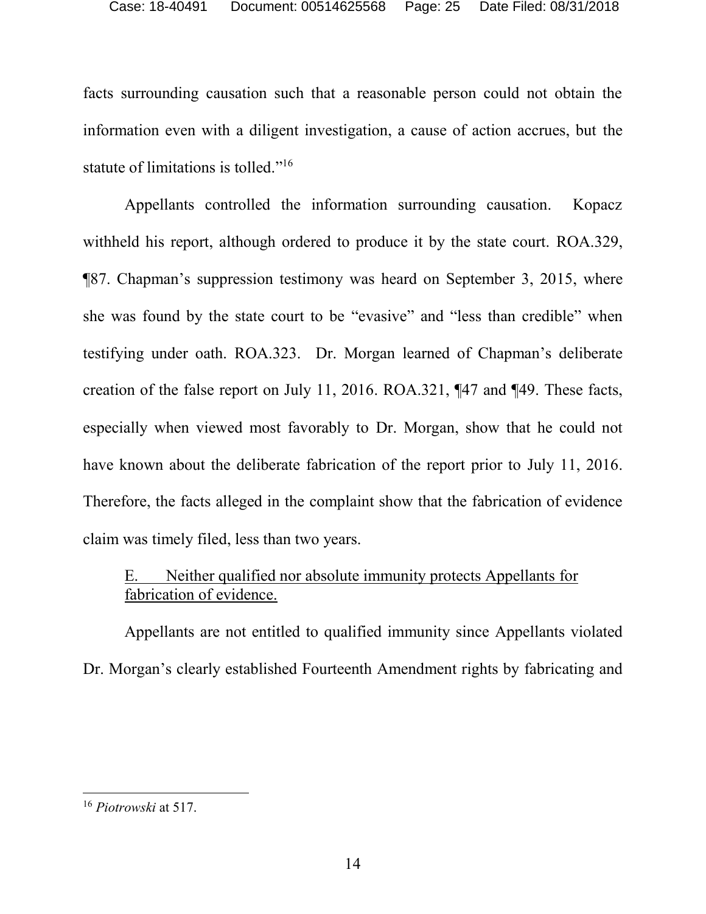facts surrounding causation such that a reasonable person could not obtain the information even with a diligent investigation, a cause of action accrues, but the statute of limitations is tolled."[16]

Appellants controlled the information surrounding causation. Kopacz withheld his report, although ordered to produce it by the state court. ROA.329, ¶87. Chapman's suppression testimony was heard on September 3, 2015, where she was found by the state court to be "evasive" and "less than credible" when testifying under oath. ROA.323. Dr. Morgan learned of Chapman's deliberate creation of the false report on July 11, 2016. ROA.321, ¶47 and ¶49. These facts, especially when viewed most favorably to Dr. Morgan, show that he could not have known about the deliberate fabrication of the report prior to July 11, 2016. Therefore, the facts alleged in the complaint show that the fabrication of evidence claim was timely filed, less than two years.

### E. Neither qualified nor absolute immunity protects Appellants for fabrication of evidence.

Appellants are not entitled to qualified immunity since Appellants violated Dr. Morgan's clearly established Fourteenth Amendment rights by fabricating and

---

[16] *Piotrowski* at 517.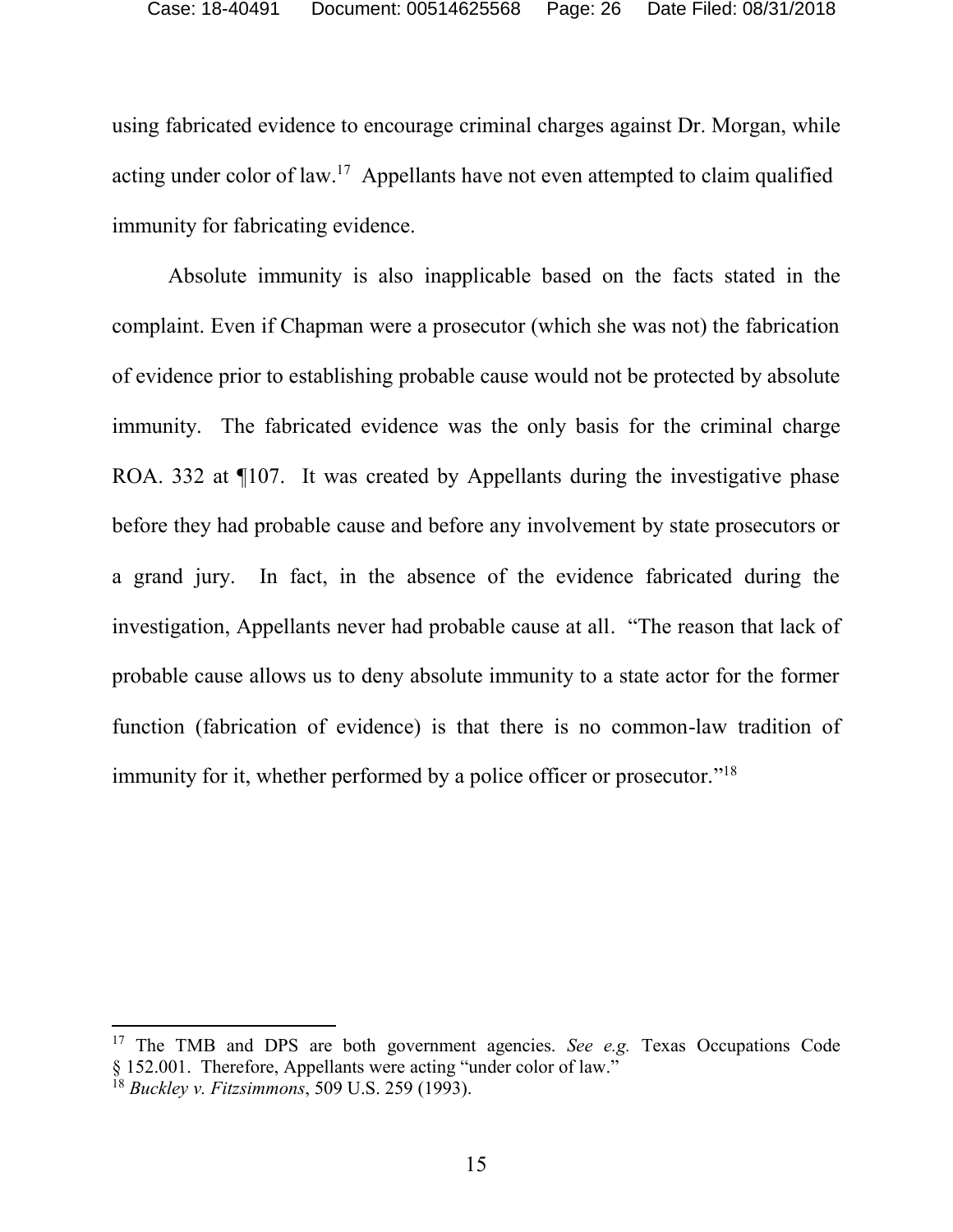using fabricated evidence to encourage criminal charges against Dr. Morgan, while acting under color of law.[17] Appellants have not even attempted to claim qualified immunity for fabricating evidence.

Absolute immunity is also inapplicable based on the facts stated in the complaint. Even if Chapman were a prosecutor (which she was not) the fabrication of evidence prior to establishing probable cause would not be protected by absolute immunity. The fabricated evidence was the only basis for the criminal charge ROA. 332 at ¶107. It was created by Appellants during the investigative phase before they had probable cause and before any involvement by state prosecutors or a grand jury. In fact, in the absence of the evidence fabricated during the investigation, Appellants never had probable cause at all. "The reason that lack of probable cause allows us to deny absolute immunity to a state actor for the former function (fabrication of evidence) is that there is no common-law tradition of immunity for it, whether performed by a police officer or prosecutor."[18]

---

[17] The TMB and DPS are both government agencies. *See e.g.* Texas Occupations Code § 152.001. Therefore, Appellants were acting "under color of law."

[18] *Buckley v. Fitzsimmons*, 509 U.S. 259 (1993).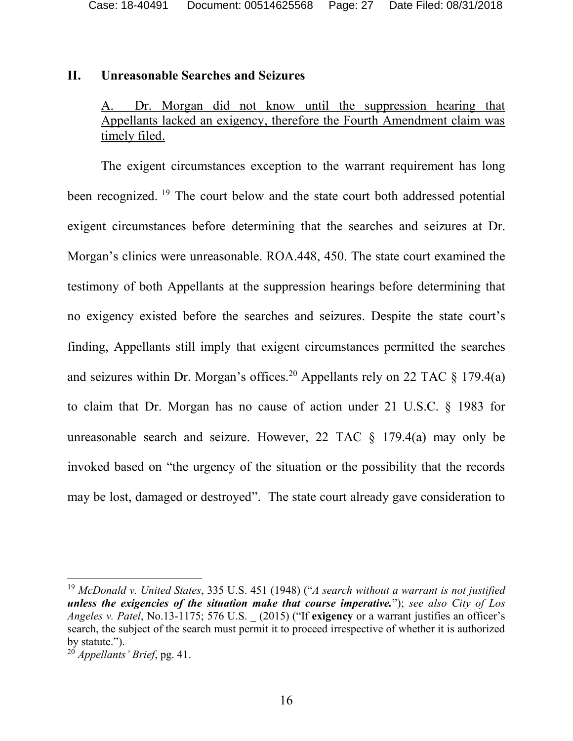## II. Unreasonable Searches and Seizures

A. Dr. Morgan did not know until the suppression hearing that Appellants lacked an exigency, therefore the Fourth Amendment claim was timely filed.

The exigent circumstances exception to the warrant requirement has long been recognized.[19] The court below and the state court both addressed potential exigent circumstances before determining that the searches and seizures at Dr. Morgan's clinics were unreasonable. ROA.448, 450. The state court examined the testimony of both Appellants at the suppression hearings before determining that no exigency existed before the searches and seizures. Despite the state court's finding, Appellants still imply that exigent circumstances permitted the searches and seizures within Dr. Morgan's offices.[20] Appellants rely on 22 TAC § 179.4(a) to claim that Dr. Morgan has no cause of action under 21 U.S.C. § 1983 for unreasonable search and seizure. However, 22 TAC § 179.4(a) may only be invoked based on "the urgency of the situation or the possibility that the records may be lost, damaged or destroyed". The state court already gave consideration to

---

[19] *McDonald v. United States*, 335 U.S. 451 (1948) ("*A search without a warrant is not justified* ***unless the exigencies of the situation make that course imperative.***"); *see also City of Los Angeles v. Patel*, No.13-1175; 576 U.S. _ (2015) ("If **exigency** or a warrant justifies an officer's search, the subject of the search must permit it to proceed irrespective of whether it is authorized by statute.").

[20] *Appellants' Brief*, pg. 41.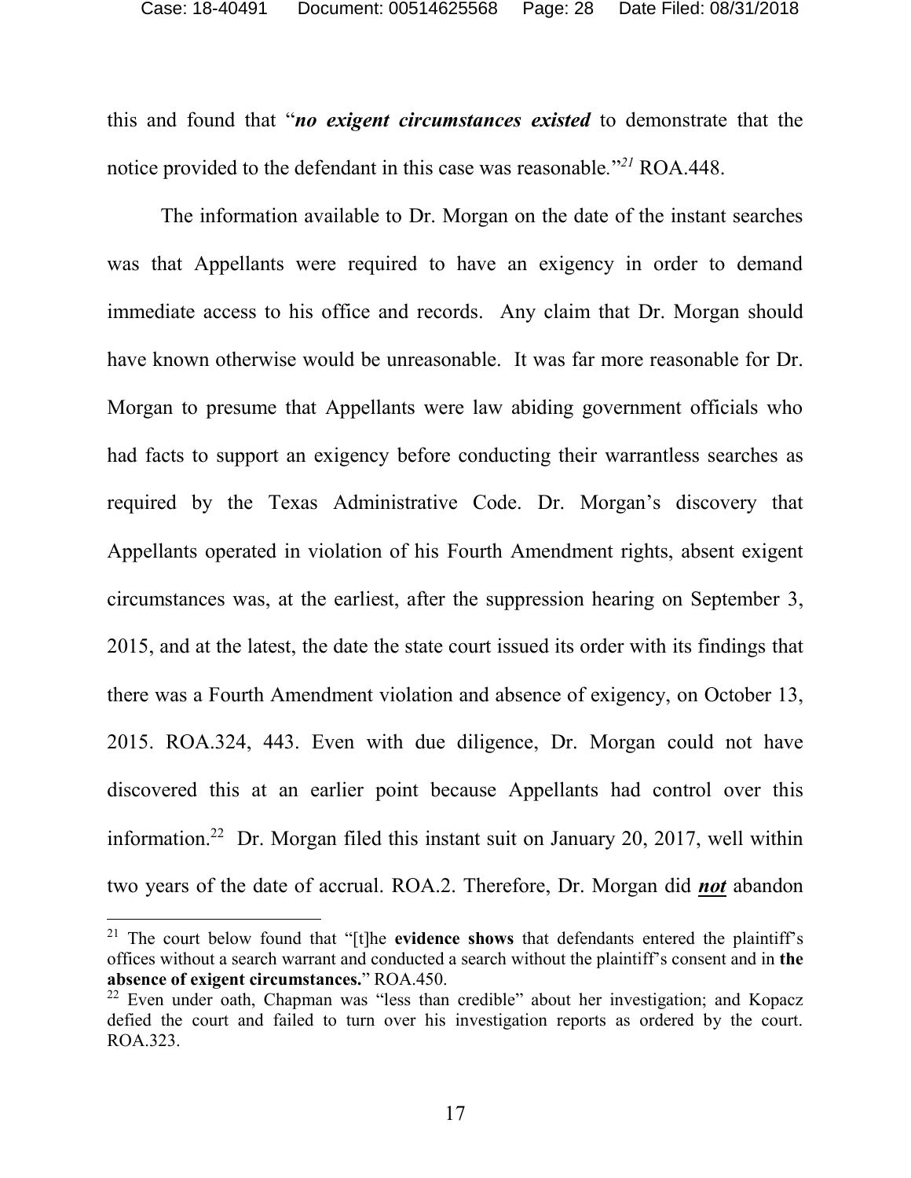this and found that "***no exigent circumstances existed*** to demonstrate that the notice provided to the defendant in this case was reasonable."[21] ROA.448.

The information available to Dr. Morgan on the date of the instant searches was that Appellants were required to have an exigency in order to demand immediate access to his office and records. Any claim that Dr. Morgan should have known otherwise would be unreasonable. It was far more reasonable for Dr. Morgan to presume that Appellants were law abiding government officials who had facts to support an exigency before conducting their warrantless searches as required by the Texas Administrative Code. Dr. Morgan's discovery that Appellants operated in violation of his Fourth Amendment rights, absent exigent circumstances was, at the earliest, after the suppression hearing on September 3, 2015, and at the latest, the date the state court issued its order with its findings that there was a Fourth Amendment violation and absence of exigency, on October 13, 2015. ROA.324, 443. Even with due diligence, Dr. Morgan could not have discovered this at an earlier point because Appellants had control over this information.[22] Dr. Morgan filed this instant suit on January 20, 2017, well within two years of the date of accrual. ROA.2. Therefore, Dr. Morgan did ***<u>not</u>*** abandon

---

[21] The court below found that "[t]he **evidence shows** that defendants entered the plaintiff's offices without a search warrant and conducted a search without the plaintiff's consent and in **the absence of exigent circumstances.**" ROA.450.

[22] Even under oath, Chapman was "less than credible" about her investigation; and Kopacz defied the court and failed to turn over his investigation reports as ordered by the court. ROA.323.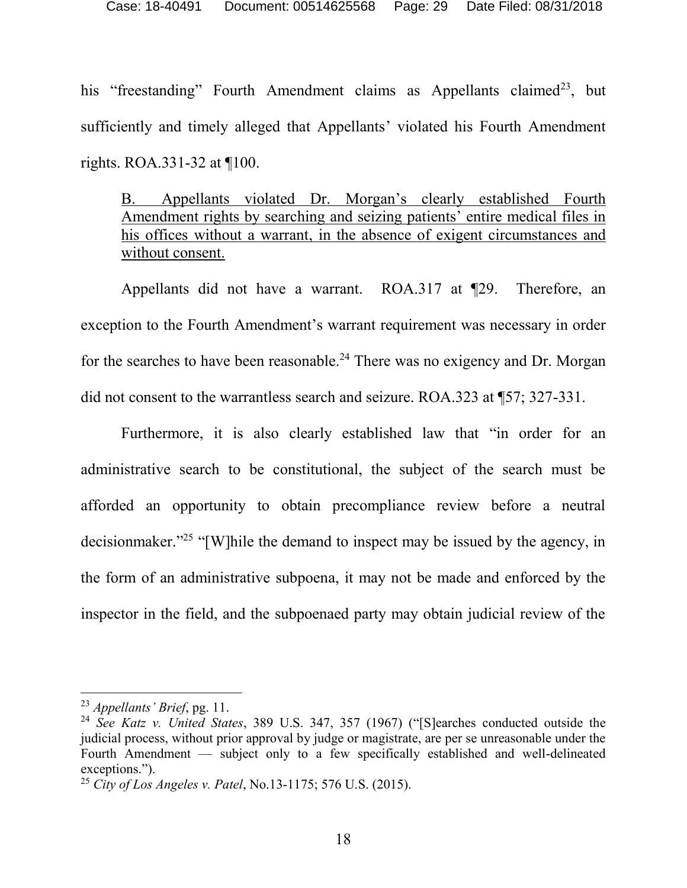his "freestanding" Fourth Amendment claims as Appellants claimed[23], but sufficiently and timely alleged that Appellants' violated his Fourth Amendment rights. ROA.331-32 at ¶100.

<u>B. Appellants violated Dr. Morgan's clearly established Fourth Amendment rights by searching and seizing patients' entire medical files in his offices without a warrant, in the absence of exigent circumstances and without consent.</u>

Appellants did not have a warrant. ROA.317 at ¶29. Therefore, an exception to the Fourth Amendment's warrant requirement was necessary in order for the searches to have been reasonable.[24] There was no exigency and Dr. Morgan did not consent to the warrantless search and seizure. ROA.323 at ¶57; 327-331.

Furthermore, it is also clearly established law that "in order for an administrative search to be constitutional, the subject of the search must be afforded an opportunity to obtain precompliance review before a neutral decisionmaker."[25] "[W]hile the demand to inspect may be issued by the agency, in the form of an administrative subpoena, it may not be made and enforced by the inspector in the field, and the subpoenaed party may obtain judicial review of the

---

[23] *Appellants' Brief*, pg. 11.

[24] *See Katz v. United States*, 389 U.S. 347, 357 (1967) ("[S]earches conducted outside the judicial process, without prior approval by judge or magistrate, are per se unreasonable under the Fourth Amendment — subject only to a few specifically established and well-delineated exceptions.").

[25] *City of Los Angeles v. Patel*, No.13-1175; 576 U.S. (2015).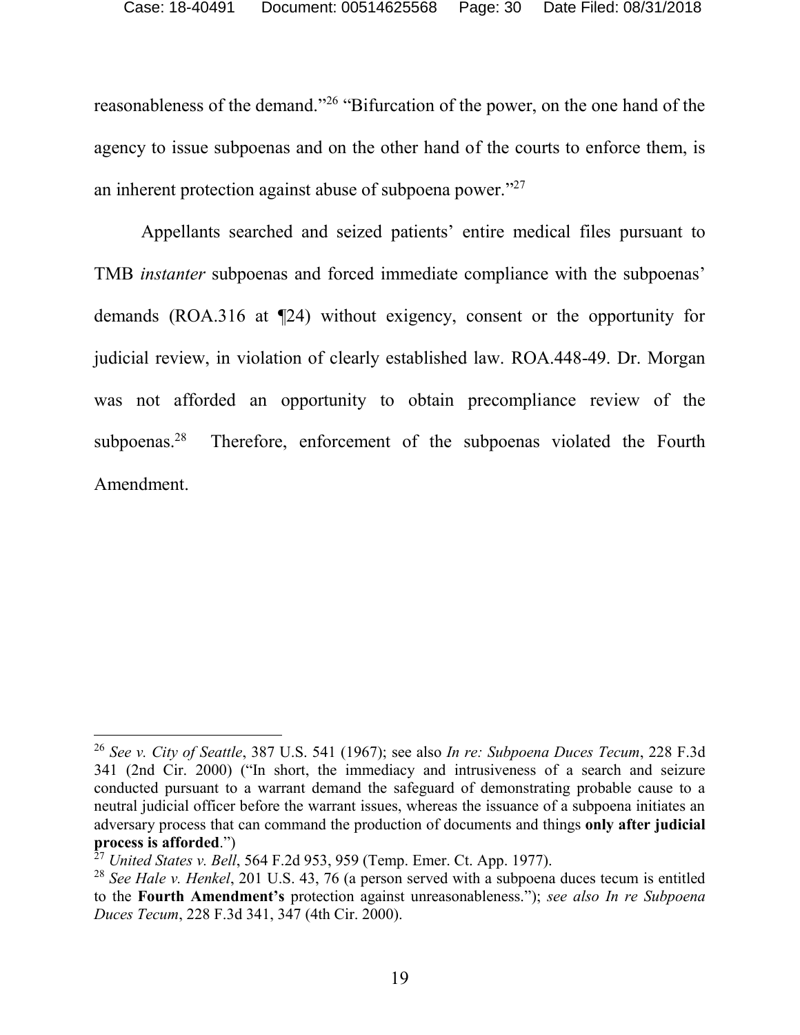reasonableness of the demand."[26] "Bifurcation of the power, on the one hand of the agency to issue subpoenas and on the other hand of the courts to enforce them, is an inherent protection against abuse of subpoena power."[27]

Appellants searched and seized patients' entire medical files pursuant to TMB *instanter* subpoenas and forced immediate compliance with the subpoenas' demands (ROA.316 at ¶24) without exigency, consent or the opportunity for judicial review, in violation of clearly established law. ROA.448-49. Dr. Morgan was not afforded an opportunity to obtain precompliance review of the subpoenas.[28] Therefore, enforcement of the subpoenas violated the Fourth Amendment.

---

[26] *See v. City of Seattle*, 387 U.S. 541 (1967); see also *In re: Subpoena Duces Tecum*, 228 F.3d 341 (2nd Cir. 2000) ("In short, the immediacy and intrusiveness of a search and seizure conducted pursuant to a warrant demand the safeguard of demonstrating probable cause to a neutral judicial officer before the warrant issues, whereas the issuance of a subpoena initiates an adversary process that can command the production of documents and things **only after judicial process is afforded**.")

[27] *United States v. Bell*, 564 F.2d 953, 959 (Temp. Emer. Ct. App. 1977).

[28] *See Hale v. Henkel*, 201 U.S. 43, 76 (a person served with a subpoena duces tecum is entitled to the **Fourth Amendment's** protection against unreasonableness."); *see also In re Subpoena Duces Tecum*, 228 F.3d 341, 347 (4th Cir. 2000).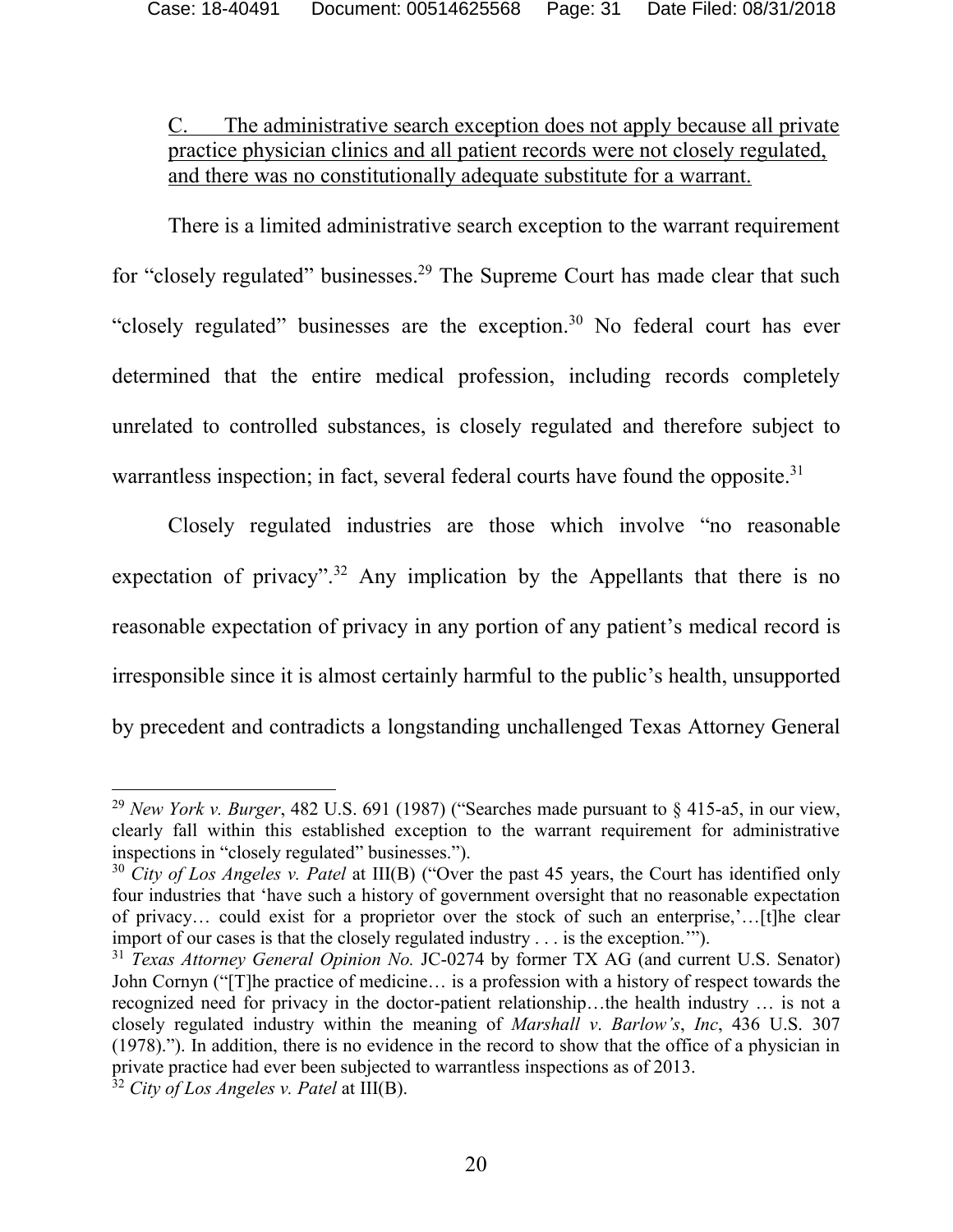C. The administrative search exception does not apply because all private practice physician clinics and all patient records were not closely regulated, and there was no constitutionally adequate substitute for a warrant.

There is a limited administrative search exception to the warrant requirement for "closely regulated" businesses.[29] The Supreme Court has made clear that such "closely regulated" businesses are the exception.[30] No federal court has ever determined that the entire medical profession, including records completely unrelated to controlled substances, is closely regulated and therefore subject to warrantless inspection; in fact, several federal courts have found the opposite.[31]

Closely regulated industries are those which involve "no reasonable expectation of privacy".[32] Any implication by the Appellants that there is no reasonable expectation of privacy in any portion of any patient's medical record is irresponsible since it is almost certainly harmful to the public's health, unsupported by precedent and contradicts a longstanding unchallenged Texas Attorney General

---

[29] *New York v. Burger*, 482 U.S. 691 (1987) ("Searches made pursuant to § 415-a5, in our view, clearly fall within this established exception to the warrant requirement for administrative inspections in "closely regulated" businesses.").

[30] *City of Los Angeles v. Patel* at III(B) ("Over the past 45 years, the Court has identified only four industries that 'have such a history of government oversight that no reasonable expectation of privacy… could exist for a proprietor over the stock of such an enterprise,'…[t]he clear import of our cases is that the closely regulated industry . . . is the exception.'").

[31] *Texas Attorney General Opinion No.* JC-0274 by former TX AG (and current U.S. Senator) John Cornyn ("[T]he practice of medicine… is a profession with a history of respect towards the recognized need for privacy in the doctor-patient relationship…the health industry … is not a closely regulated industry within the meaning of *Marshall v. Barlow's, Inc*, 436 U.S. 307 (1978)."). In addition, there is no evidence in the record to show that the office of a physician in private practice had ever been subjected to warrantless inspections as of 2013.

[32] *City of Los Angeles v. Patel* at III(B).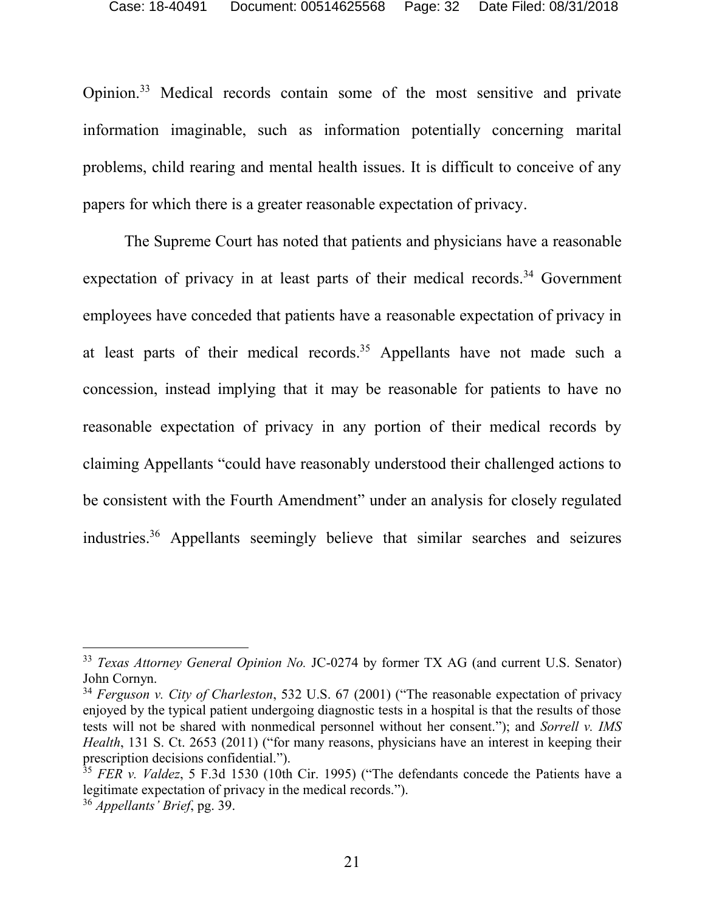Opinion.[33] Medical records contain some of the most sensitive and private information imaginable, such as information potentially concerning marital problems, child rearing and mental health issues. It is difficult to conceive of any papers for which there is a greater reasonable expectation of privacy.

The Supreme Court has noted that patients and physicians have a reasonable expectation of privacy in at least parts of their medical records.[34] Government employees have conceded that patients have a reasonable expectation of privacy in at least parts of their medical records.[35] Appellants have not made such a concession, instead implying that it may be reasonable for patients to have no reasonable expectation of privacy in any portion of their medical records by claiming Appellants "could have reasonably understood their challenged actions to be consistent with the Fourth Amendment" under an analysis for closely regulated industries.[36] Appellants seemingly believe that similar searches and seizures

---

[33] *Texas Attorney General Opinion No.* JC-0274 by former TX AG (and current U.S. Senator) John Cornyn.

[34] *Ferguson v. City of Charleston*, 532 U.S. 67 (2001) ("The reasonable expectation of privacy enjoyed by the typical patient undergoing diagnostic tests in a hospital is that the results of those tests will not be shared with nonmedical personnel without her consent."); and *Sorrell v. IMS Health*, 131 S. Ct. 2653 (2011) ("for many reasons, physicians have an interest in keeping their prescription decisions confidential.").

[35] *FER v. Valdez*, 5 F.3d 1530 (10th Cir. 1995) ("The defendants concede the Patients have a legitimate expectation of privacy in the medical records.").

[36] *Appellants' Brief*, pg. 39.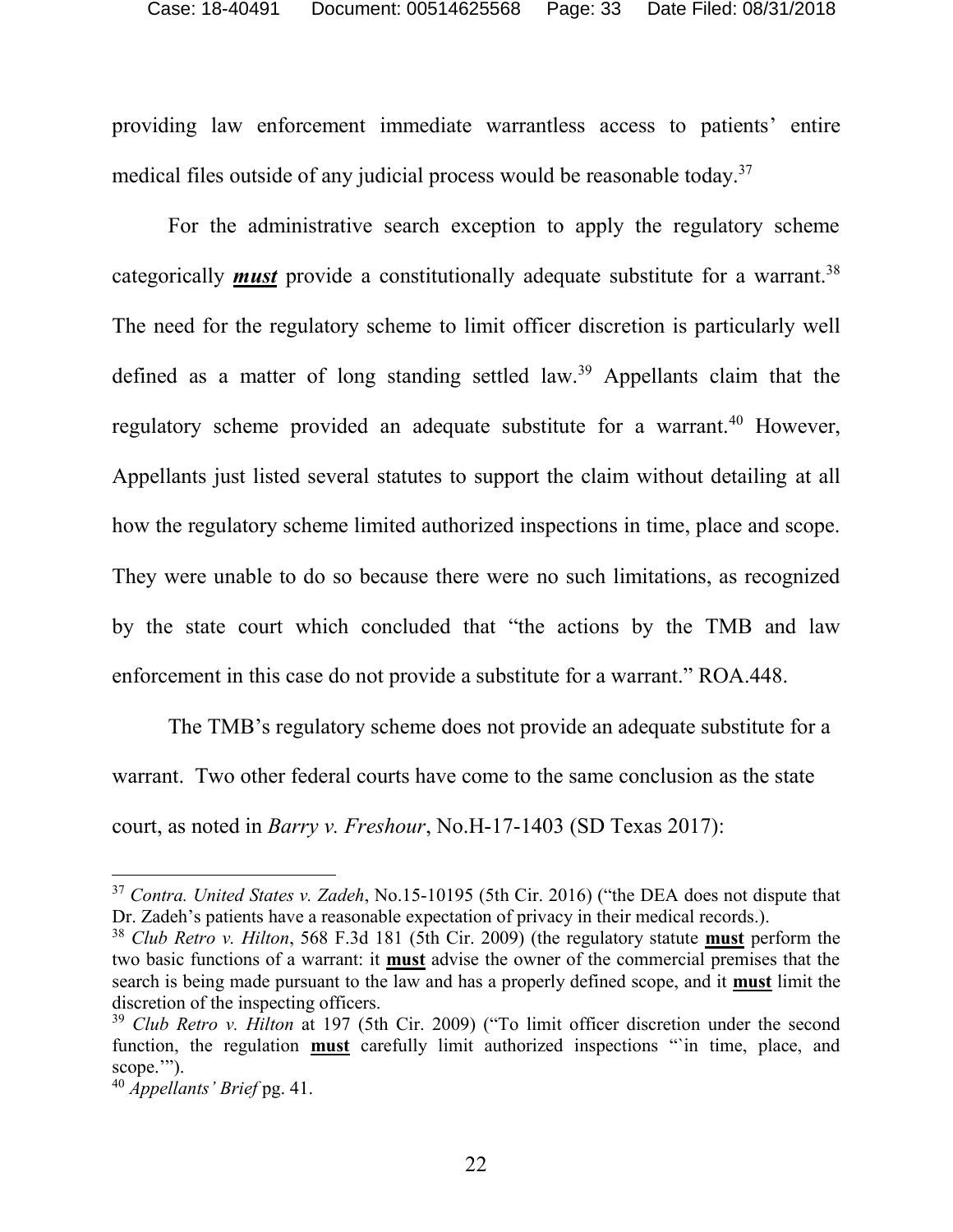providing law enforcement immediate warrantless access to patients' entire medical files outside of any judicial process would be reasonable today.[37]

For the administrative search exception to apply the regulatory scheme categorically ***must*** provide a constitutionally adequate substitute for a warrant.[38] The need for the regulatory scheme to limit officer discretion is particularly well defined as a matter of long standing settled law.[39] Appellants claim that the regulatory scheme provided an adequate substitute for a warrant.[40] However, Appellants just listed several statutes to support the claim without detailing at all how the regulatory scheme limited authorized inspections in time, place and scope. They were unable to do so because there were no such limitations, as recognized by the state court which concluded that "the actions by the TMB and law enforcement in this case do not provide a substitute for a warrant." ROA.448.

The TMB's regulatory scheme does not provide an adequate substitute for a warrant. Two other federal courts have come to the same conclusion as the state court, as noted in *Barry v. Freshour*, No.H-17-1403 (SD Texas 2017):

---

[37] *Contra. United States v. Zadeh*, No.15-10195 (5th Cir. 2016) ("the DEA does not dispute that Dr. Zadeh's patients have a reasonable expectation of privacy in their medical records.).

[38] *Club Retro v. Hilton*, 568 F.3d 181 (5th Cir. 2009) (the regulatory statute **must** perform the two basic functions of a warrant: it **must** advise the owner of the commercial premises that the search is being made pursuant to the law and has a properly defined scope, and it **must** limit the discretion of the inspecting officers.

[39] *Club Retro v. Hilton* at 197 (5th Cir. 2009) ("To limit officer discretion under the second function, the regulation **must** carefully limit authorized inspections "`in time, place, and scope.'").

[40] *Appellants' Brief* pg. 41.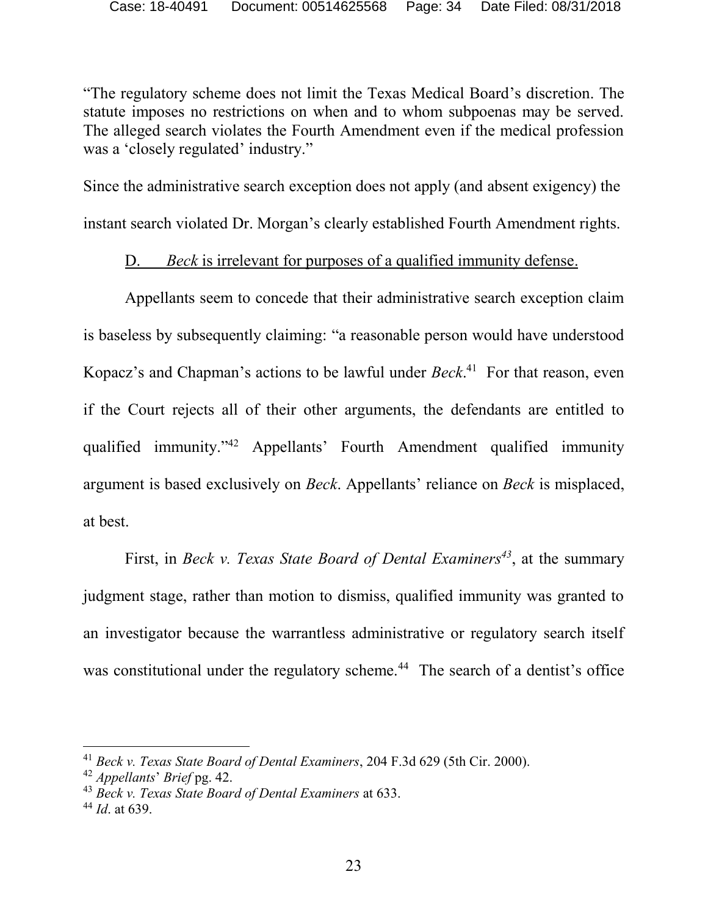"The regulatory scheme does not limit the Texas Medical Board's discretion. The statute imposes no restrictions on when and to whom subpoenas may be served. The alleged search violates the Fourth Amendment even if the medical profession was a 'closely regulated' industry."

Since the administrative search exception does not apply (and absent exigency) the instant search violated Dr. Morgan's clearly established Fourth Amendment rights.

D. *Beck* is irrelevant for purposes of a qualified immunity defense.

Appellants seem to concede that their administrative search exception claim is baseless by subsequently claiming: "a reasonable person would have understood Kopacz's and Chapman's actions to be lawful under *Beck*.[41] For that reason, even if the Court rejects all of their other arguments, the defendants are entitled to qualified immunity."[42] Appellants' Fourth Amendment qualified immunity argument is based exclusively on *Beck*. Appellants' reliance on *Beck* is misplaced, at best.

First, in *Beck v. Texas State Board of Dental Examiners*[43], at the summary judgment stage, rather than motion to dismiss, qualified immunity was granted to an investigator because the warrantless administrative or regulatory search itself was constitutional under the regulatory scheme.[44] The search of a dentist's office

---

[41] *Beck v. Texas State Board of Dental Examiners*, 204 F.3d 629 (5th Cir. 2000).

[42] *Appellants' Brief* pg. 42.

[43] *Beck v. Texas State Board of Dental Examiners* at 633.

[44] *Id*. at 639.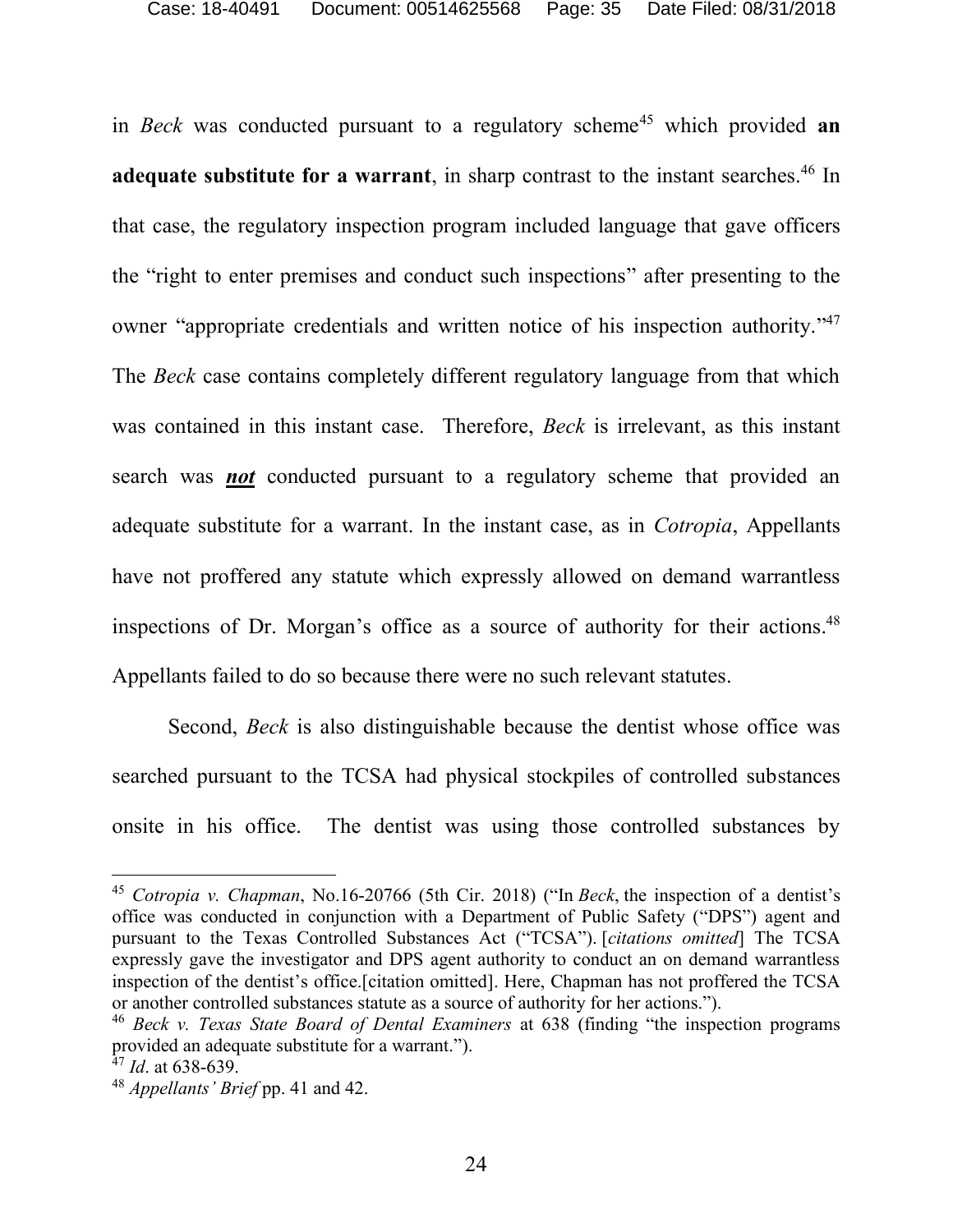in *Beck* was conducted pursuant to a regulatory scheme[45] which provided **an adequate substitute for a warrant**, in sharp contrast to the instant searches.[46] In that case, the regulatory inspection program included language that gave officers the "right to enter premises and conduct such inspections" after presenting to the owner "appropriate credentials and written notice of his inspection authority."[47] The *Beck* case contains completely different regulatory language from that which was contained in this instant case. Therefore, *Beck* is irrelevant, as this instant search was ***<u>not</u>*** conducted pursuant to a regulatory scheme that provided an adequate substitute for a warrant. In the instant case, as in *Cotropia*, Appellants have not proffered any statute which expressly allowed on demand warrantless inspections of Dr. Morgan's office as a source of authority for their actions.[48] Appellants failed to do so because there were no such relevant statutes.

Second, *Beck* is also distinguishable because the dentist whose office was searched pursuant to the TCSA had physical stockpiles of controlled substances onsite in his office. The dentist was using those controlled substances by

---

[45] *Cotropia v. Chapman*, No.16-20766 (5th Cir. 2018) ("In *Beck*, the inspection of a dentist's office was conducted in conjunction with a Department of Public Safety ("DPS") agent and pursuant to the Texas Controlled Substances Act ("TCSA"). [*citations omitted*] The TCSA expressly gave the investigator and DPS agent authority to conduct an on demand warrantless inspection of the dentist's office.[citation omitted]. Here, Chapman has not proffered the TCSA or another controlled substances statute as a source of authority for her actions.").

[46] *Beck v. Texas State Board of Dental Examiners* at 638 (finding "the inspection programs provided an adequate substitute for a warrant.").

[47] *Id*. at 638-639.

[48] *Appellants' Brief* pp. 41 and 42.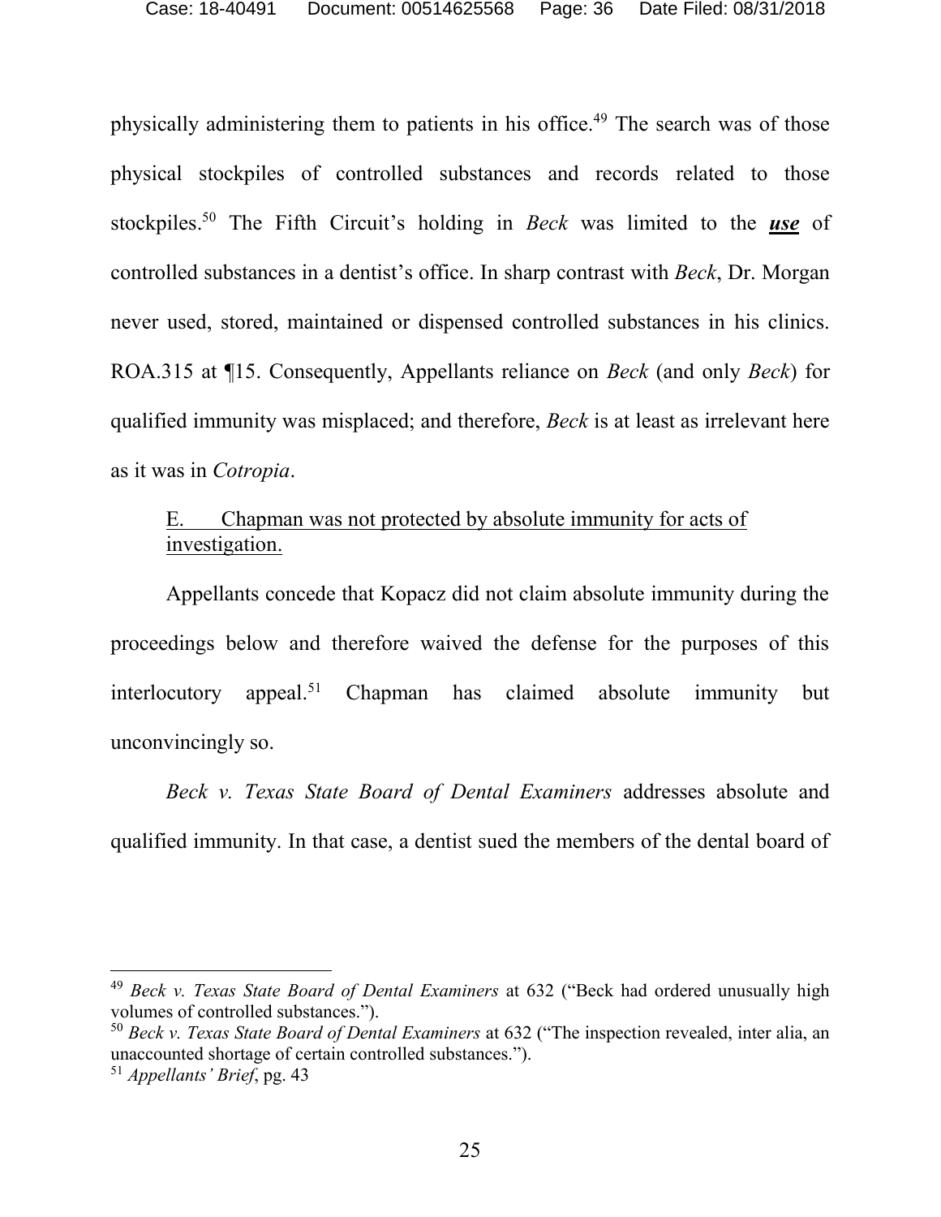physically administering them to patients in his office.[49] The search was of those physical stockpiles of controlled substances and records related to those stockpiles.[50] The Fifth Circuit's holding in *Beck* was limited to the ***use*** of controlled substances in a dentist's office. In sharp contrast with *Beck*, Dr. Morgan never used, stored, maintained or dispensed controlled substances in his clinics. ROA.315 at ¶15. Consequently, Appellants reliance on *Beck* (and only *Beck*) for qualified immunity was misplaced; and therefore, *Beck* is at least as irrelevant here as it was in *Cotropia*.

E. Chapman was not protected by absolute immunity for acts of investigation.

Appellants concede that Kopacz did not claim absolute immunity during the proceedings below and therefore waived the defense for the purposes of this interlocutory appeal.[51] Chapman has claimed absolute immunity but unconvincingly so.

*Beck v. Texas State Board of Dental Examiners* addresses absolute and qualified immunity. In that case, a dentist sued the members of the dental board of

---

[49] *Beck v. Texas State Board of Dental Examiners* at 632 ("Beck had ordered unusually high volumes of controlled substances.").

[50] *Beck v. Texas State Board of Dental Examiners* at 632 ("The inspection revealed, inter alia, an unaccounted shortage of certain controlled substances.").

[51] *Appellants' Brief*, pg. 43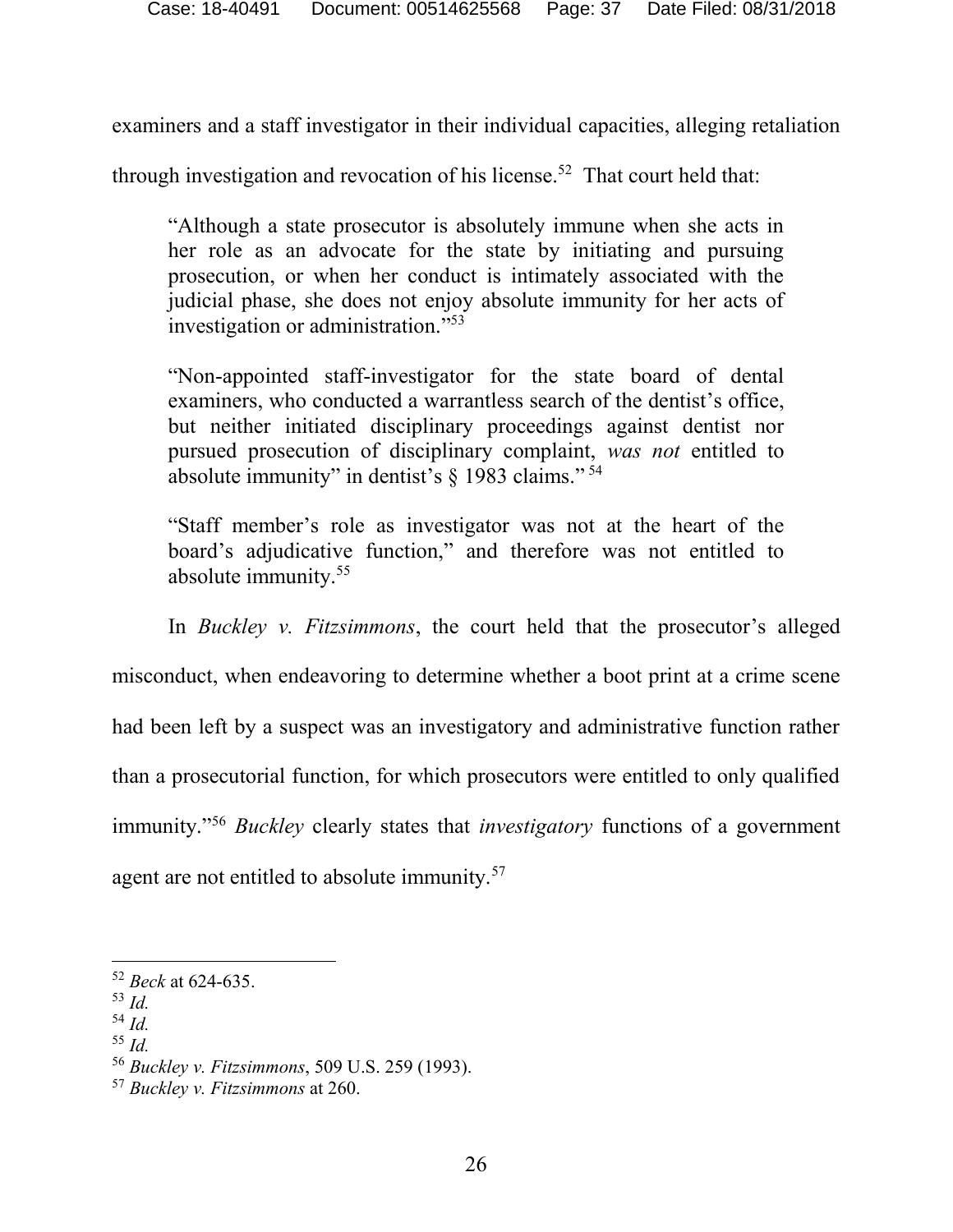examiners and a staff investigator in their individual capacities, alleging retaliation through investigation and revocation of his license.[52] That court held that:

> "Although a state prosecutor is absolutely immune when she acts in her role as an advocate for the state by initiating and pursuing prosecution, or when her conduct is intimately associated with the judicial phase, she does not enjoy absolute immunity for her acts of investigation or administration."[53]
>
> "Non-appointed staff-investigator for the state board of dental examiners, who conducted a warrantless search of the dentist's office, but neither initiated disciplinary proceedings against dentist nor pursued prosecution of disciplinary complaint, *was not* entitled to absolute immunity" in dentist's § 1983 claims."[54]
>
> "Staff member's role as investigator was not at the heart of the board's adjudicative function," and therefore was not entitled to absolute immunity.[55]

In *Buckley v. Fitzsimmons*, the court held that the prosecutor's alleged misconduct, when endeavoring to determine whether a boot print at a crime scene had been left by a suspect was an investigatory and administrative function rather than a prosecutorial function, for which prosecutors were entitled to only qualified immunity."[56] *Buckley* clearly states that *investigatory* functions of a government agent are not entitled to absolute immunity.[57]

---

[52] *Beck* at 624-635.
[53] *Id.*
[54] *Id.*
[55] *Id.*
[56] *Buckley v. Fitzsimmons*, 509 U.S. 259 (1993).
[57] *Buckley v. Fitzsimmons* at 260.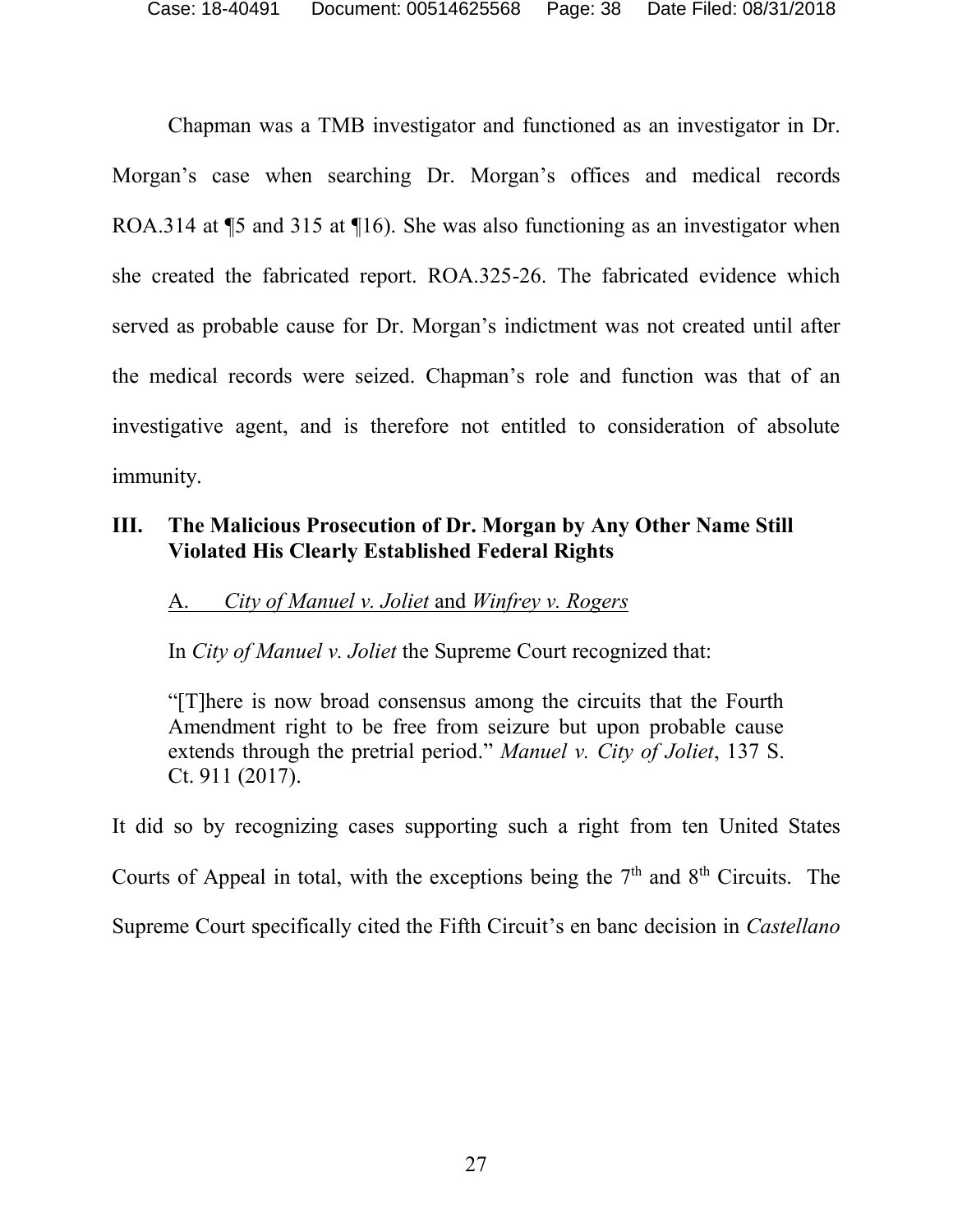Chapman was a TMB investigator and functioned as an investigator in Dr. Morgan's case when searching Dr. Morgan's offices and medical records ROA.314 at ¶5 and 315 at ¶16). She was also functioning as an investigator when she created the fabricated report. ROA.325-26. The fabricated evidence which served as probable cause for Dr. Morgan's indictment was not created until after the medical records were seized. Chapman's role and function was that of an investigative agent, and is therefore not entitled to consideration of absolute immunity.

## III. The Malicious Prosecution of Dr. Morgan by Any Other Name Still Violated His Clearly Established Federal Rights

### A. *City of Manuel v. Joliet* and *Winfrey v. Rogers*

In *City of Manuel v. Joliet* the Supreme Court recognized that:

> "[T]here is now broad consensus among the circuits that the Fourth Amendment right to be free from seizure but upon probable cause extends through the pretrial period." *Manuel v. City of Joliet*, 137 S. Ct. 911 (2017).

It did so by recognizing cases supporting such a right from ten United States Courts of Appeal in total, with the exceptions being the 7th and 8th Circuits. The Supreme Court specifically cited the Fifth Circuit's en banc decision in *Castellano*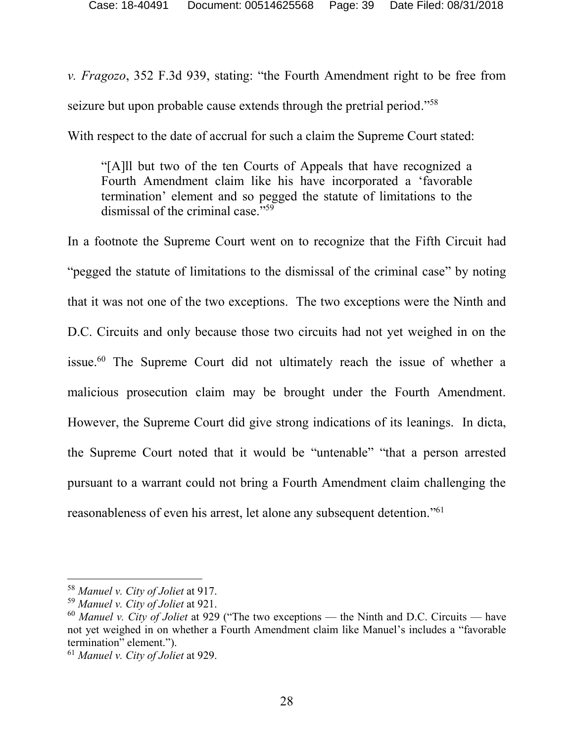*v. Fragozo*, 352 F.3d 939, stating: "the Fourth Amendment right to be free from seizure but upon probable cause extends through the pretrial period."[58]

With respect to the date of accrual for such a claim the Supreme Court stated:

> "[A]ll but two of the ten Courts of Appeals that have recognized a Fourth Amendment claim like his have incorporated a 'favorable termination' element and so pegged the statute of limitations to the dismissal of the criminal case."[59]

In a footnote the Supreme Court went on to recognize that the Fifth Circuit had "pegged the statute of limitations to the dismissal of the criminal case" by noting that it was not one of the two exceptions. The two exceptions were the Ninth and D.C. Circuits and only because those two circuits had not yet weighed in on the issue.[60] The Supreme Court did not ultimately reach the issue of whether a malicious prosecution claim may be brought under the Fourth Amendment. However, the Supreme Court did give strong indications of its leanings. In dicta, the Supreme Court noted that it would be "untenable" "that a person arrested pursuant to a warrant could not bring a Fourth Amendment claim challenging the reasonableness of even his arrest, let alone any subsequent detention."[61]

---

[58] *Manuel v. City of Joliet* at 917.

[59] *Manuel v. City of Joliet* at 921.

[60] *Manuel v. City of Joliet* at 929 ("The two exceptions — the Ninth and D.C. Circuits — have not yet weighed in on whether a Fourth Amendment claim like Manuel's includes a "favorable termination" element.").

[61] *Manuel v. City of Joliet* at 929.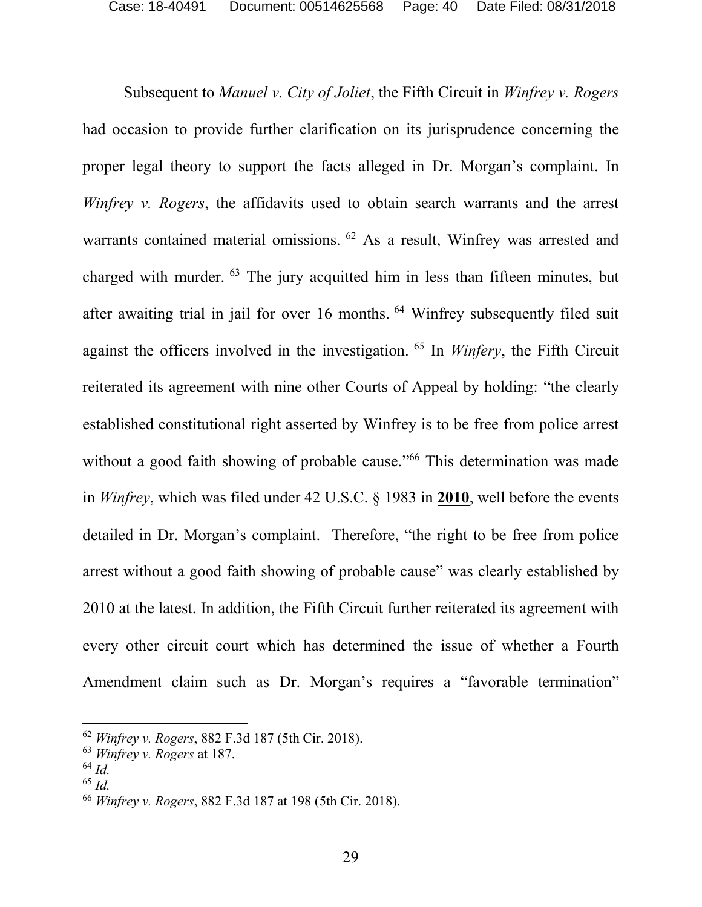Subsequent to *Manuel v. City of Joliet*, the Fifth Circuit in *Winfrey v. Rogers* had occasion to provide further clarification on its jurisprudence concerning the proper legal theory to support the facts alleged in Dr. Morgan's complaint. In *Winfrey v. Rogers*, the affidavits used to obtain search warrants and the arrest warrants contained material omissions. [62] As a result, Winfrey was arrested and charged with murder. [63] The jury acquitted him in less than fifteen minutes, but after awaiting trial in jail for over 16 months. [64] Winfrey subsequently filed suit against the officers involved in the investigation. [65] In *Winfery*, the Fifth Circuit reiterated its agreement with nine other Courts of Appeal by holding: "the clearly established constitutional right asserted by Winfrey is to be free from police arrest without a good faith showing of probable cause."[66] This determination was made in *Winfrey*, which was filed under 42 U.S.C. § 1983 in **2010**, well before the events detailed in Dr. Morgan's complaint. Therefore, "the right to be free from police arrest without a good faith showing of probable cause" was clearly established by 2010 at the latest. In addition, the Fifth Circuit further reiterated its agreement with every other circuit court which has determined the issue of whether a Fourth Amendment claim such as Dr. Morgan's requires a "favorable termination"

---

[62] *Winfrey v. Rogers*, 882 F.3d 187 (5th Cir. 2018).

[63] *Winfrey v. Rogers* at 187.

[64] *Id.*

[65] *Id.*

[66] *Winfrey v. Rogers*, 882 F.3d 187 at 198 (5th Cir. 2018).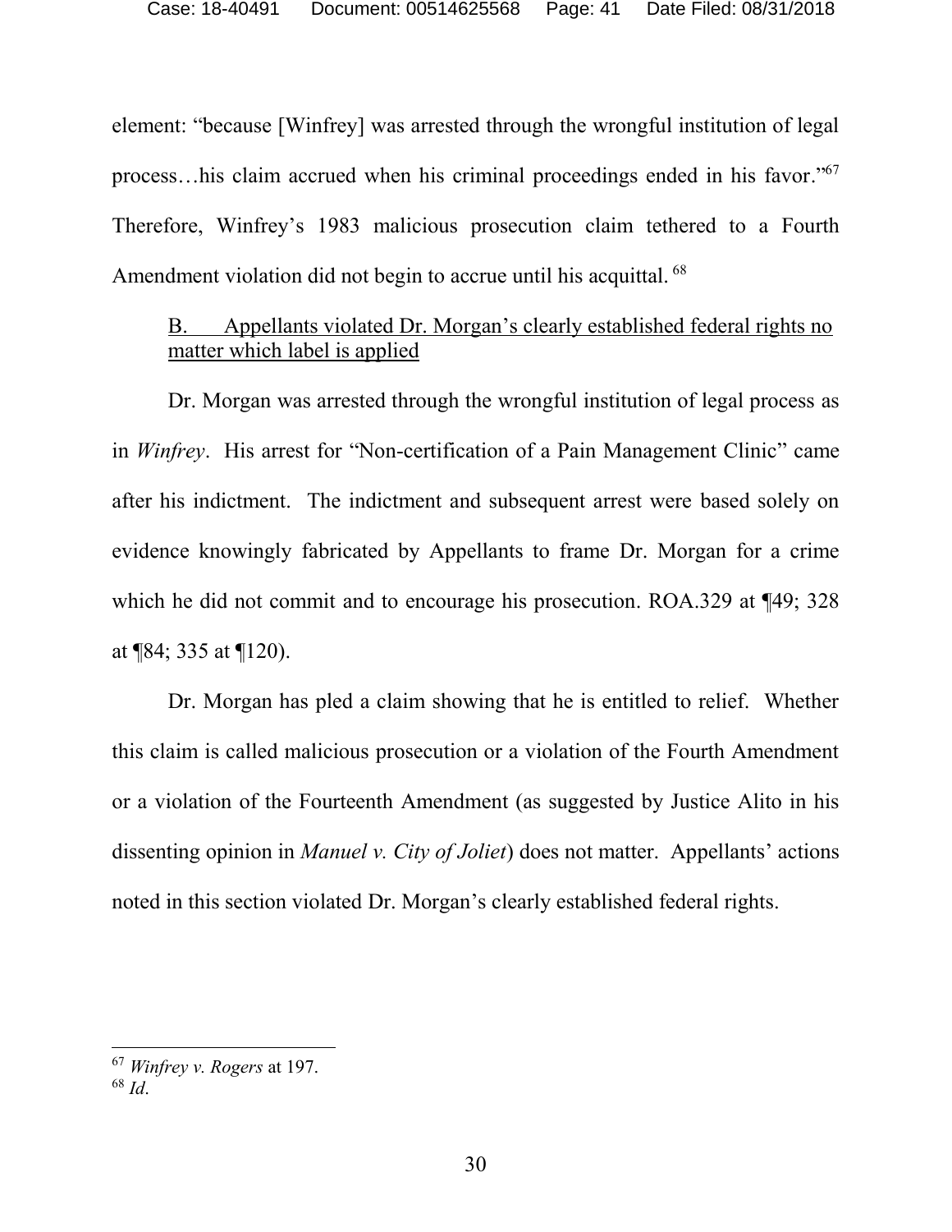element: "because [Winfrey] was arrested through the wrongful institution of legal process…his claim accrued when his criminal proceedings ended in his favor."[67] Therefore, Winfrey's 1983 malicious prosecution claim tethered to a Fourth Amendment violation did not begin to accrue until his acquittal.[68]

B. Appellants violated Dr. Morgan's clearly established federal rights no matter which label is applied

Dr. Morgan was arrested through the wrongful institution of legal process as in *Winfrey*. His arrest for "Non-certification of a Pain Management Clinic" came after his indictment. The indictment and subsequent arrest were based solely on evidence knowingly fabricated by Appellants to frame Dr. Morgan for a crime which he did not commit and to encourage his prosecution. ROA.329 at ¶49; 328 at ¶84; 335 at ¶120).

Dr. Morgan has pled a claim showing that he is entitled to relief. Whether this claim is called malicious prosecution or a violation of the Fourth Amendment or a violation of the Fourteenth Amendment (as suggested by Justice Alito in his dissenting opinion in *Manuel v. City of Joliet*) does not matter. Appellants' actions noted in this section violated Dr. Morgan's clearly established federal rights.

---

[67] *Winfrey v. Rogers* at 197.

[68] *Id*.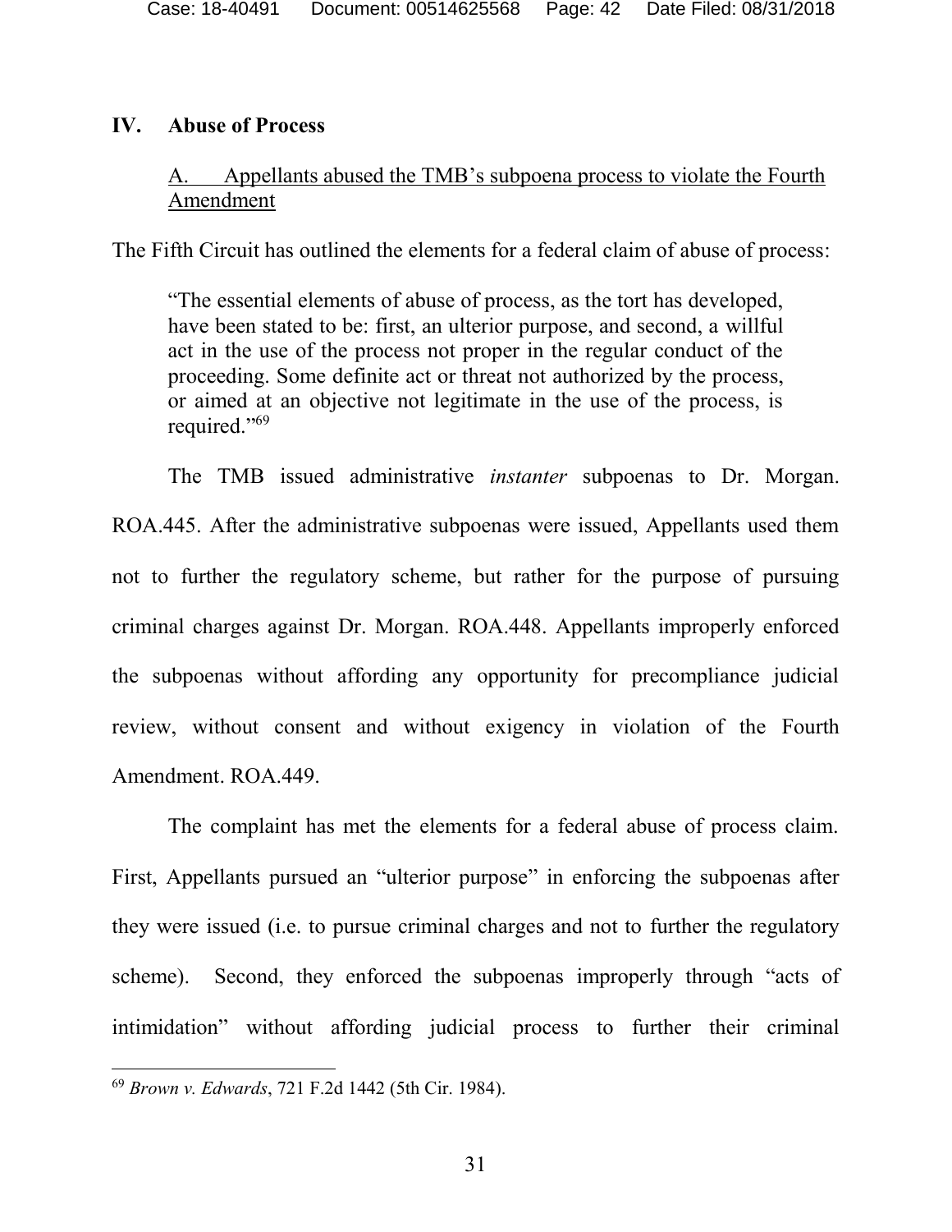## IV. Abuse of Process

### A. Appellants abused the TMB's subpoena process to violate the Fourth Amendment

The Fifth Circuit has outlined the elements for a federal claim of abuse of process:

> "The essential elements of abuse of process, as the tort has developed, have been stated to be: first, an ulterior purpose, and second, a willful act in the use of the process not proper in the regular conduct of the proceeding. Some definite act or threat not authorized by the process, or aimed at an objective not legitimate in the use of the process, is required."[69]

The TMB issued administrative *instanter* subpoenas to Dr. Morgan. ROA.445. After the administrative subpoenas were issued, Appellants used them not to further the regulatory scheme, but rather for the purpose of pursuing criminal charges against Dr. Morgan. ROA.448. Appellants improperly enforced the subpoenas without affording any opportunity for precompliance judicial review, without consent and without exigency in violation of the Fourth Amendment. ROA.449.

The complaint has met the elements for a federal abuse of process claim. First, Appellants pursued an "ulterior purpose" in enforcing the subpoenas after they were issued (i.e. to pursue criminal charges and not to further the regulatory scheme). Second, they enforced the subpoenas improperly through "acts of intimidation" without affording judicial process to further their criminal

---

[69] *Brown v. Edwards*, 721 F.2d 1442 (5th Cir. 1984).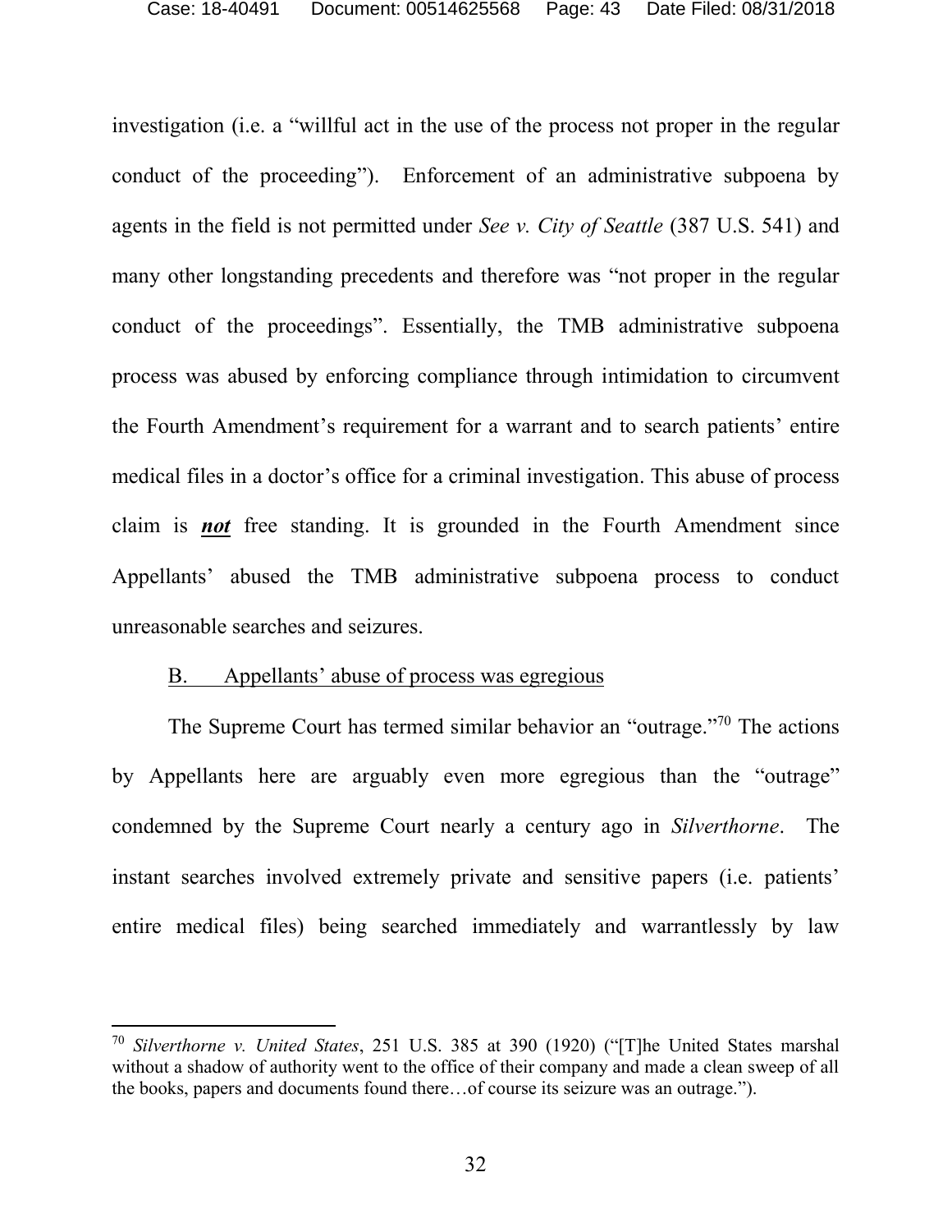investigation (i.e. a "willful act in the use of the process not proper in the regular conduct of the proceeding"). Enforcement of an administrative subpoena by agents in the field is not permitted under *See v. City of Seattle* (387 U.S. 541) and many other longstanding precedents and therefore was "not proper in the regular conduct of the proceedings". Essentially, the TMB administrative subpoena process was abused by enforcing compliance through intimidation to circumvent the Fourth Amendment's requirement for a warrant and to search patients' entire medical files in a doctor's office for a criminal investigation. This abuse of process claim is ***not*** free standing. It is grounded in the Fourth Amendment since Appellants' abused the TMB administrative subpoena process to conduct unreasonable searches and seizures.

B. Appellants' abuse of process was egregious

The Supreme Court has termed similar behavior an "outrage."[70] The actions by Appellants here are arguably even more egregious than the "outrage" condemned by the Supreme Court nearly a century ago in *Silverthorne*. The instant searches involved extremely private and sensitive papers (i.e. patients' entire medical files) being searched immediately and warrantlessly by law

[70] *Silverthorne v. United States*, 251 U.S. 385 at 390 (1920) ("[T]he United States marshal without a shadow of authority went to the office of their company and made a clean sweep of all the books, papers and documents found there…of course its seizure was an outrage.").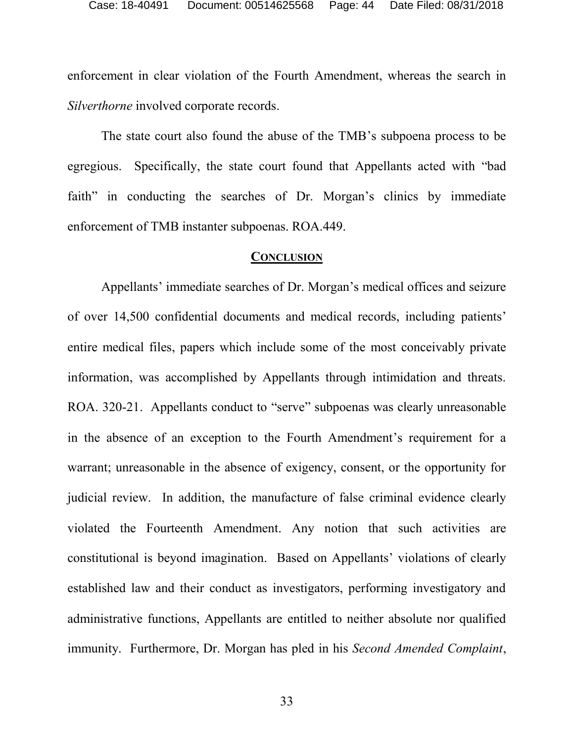enforcement in clear violation of the Fourth Amendment, whereas the search in *Silverthorne* involved corporate records.

The state court also found the abuse of the TMB's subpoena process to be egregious. Specifically, the state court found that Appellants acted with "bad faith" in conducting the searches of Dr. Morgan's clinics by immediate enforcement of TMB instanter subpoenas. ROA.449.

## CONCLUSION

Appellants' immediate searches of Dr. Morgan's medical offices and seizure of over 14,500 confidential documents and medical records, including patients' entire medical files, papers which include some of the most conceivably private information, was accomplished by Appellants through intimidation and threats. ROA. 320-21. Appellants conduct to "serve" subpoenas was clearly unreasonable in the absence of an exception to the Fourth Amendment's requirement for a warrant; unreasonable in the absence of exigency, consent, or the opportunity for judicial review. In addition, the manufacture of false criminal evidence clearly violated the Fourteenth Amendment. Any notion that such activities are constitutional is beyond imagination. Based on Appellants' violations of clearly established law and their conduct as investigators, performing investigatory and administrative functions, Appellants are entitled to neither absolute nor qualified immunity. Furthermore, Dr. Morgan has pled in his *Second Amended Complaint*,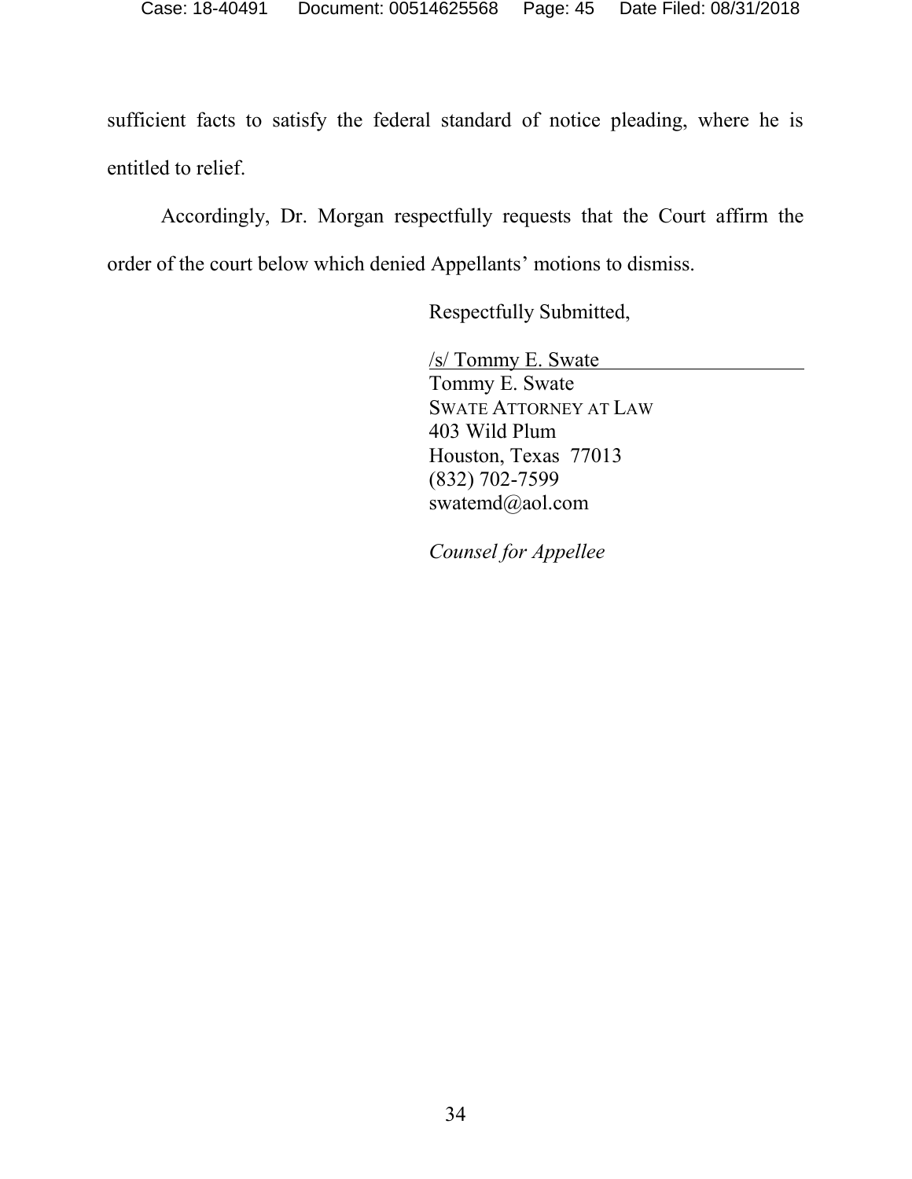sufficient facts to satisfy the federal standard of notice pleading, where he is entitled to relief.

Accordingly, Dr. Morgan respectfully requests that the Court affirm the order of the court below which denied Appellants' motions to dismiss.

Respectfully Submitted,

/s/ Tommy E. Swate  
Tommy E. Swate  
SWATE ATTORNEY AT LAW  
403 Wild Plum  
Houston, Texas 77013  
(832) 702-7599  
swatemd@aol.com

*Counsel for Appellee*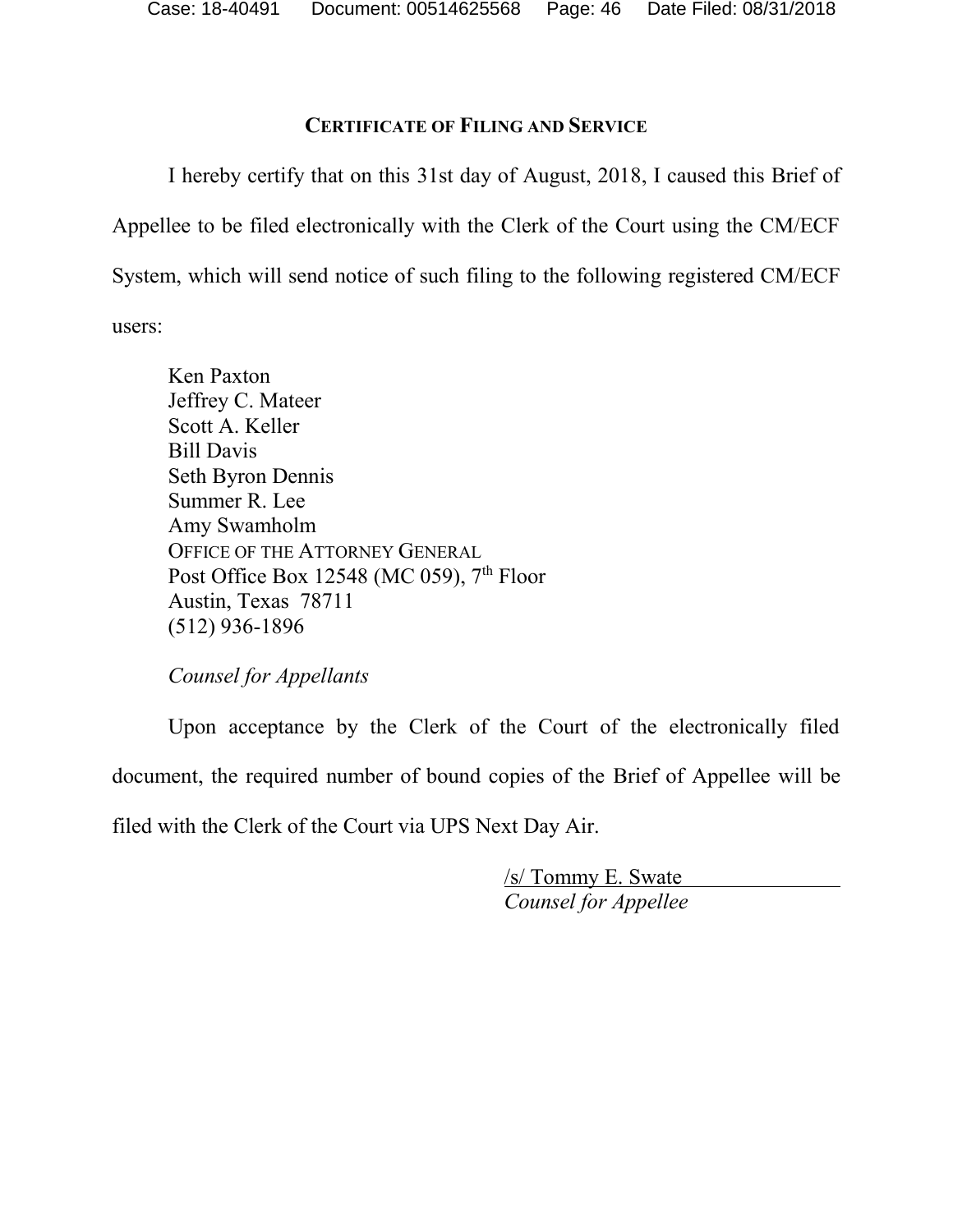## CERTIFICATE OF FILING AND SERVICE

I hereby certify that on this 31st day of August, 2018, I caused this Brief of Appellee to be filed electronically with the Clerk of the Court using the CM/ECF System, which will send notice of such filing to the following registered CM/ECF users:

Ken Paxton
Jeffrey C. Mateer
Scott A. Keller
Bill Davis
Seth Byron Dennis
Summer R. Lee
Amy Swamholm
OFFICE OF THE ATTORNEY GENERAL
Post Office Box 12548 (MC 059), 7th Floor
Austin, Texas 78711
(512) 936-1896

*Counsel for Appellants*

Upon acceptance by the Clerk of the Court of the electronically filed document, the required number of bound copies of the Brief of Appellee will be filed with the Clerk of the Court via UPS Next Day Air.

/s/ Tommy E. Swate
*Counsel for Appellee*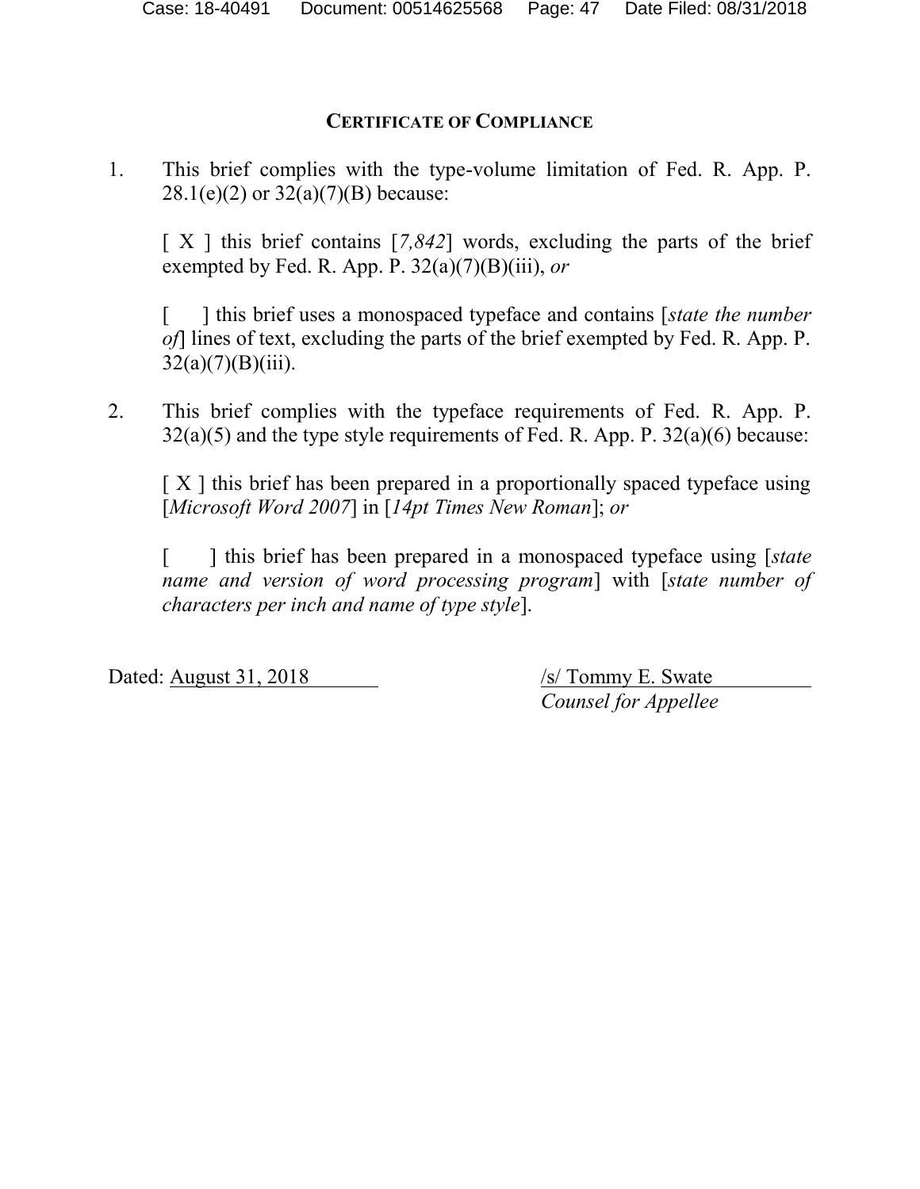## CERTIFICATE OF COMPLIANCE

1. This brief complies with the type-volume limitation of Fed. R. App. P. 28.1(e)(2) or 32(a)(7)(B) because:

   [ X ] this brief contains [*7,842*] words, excluding the parts of the brief exempted by Fed. R. App. P. 32(a)(7)(B)(iii), *or*

   [ ] this brief uses a monospaced typeface and contains [*state the number of*] lines of text, excluding the parts of the brief exempted by Fed. R. App. P. 32(a)(7)(B)(iii).

2. This brief complies with the typeface requirements of Fed. R. App. P. 32(a)(5) and the type style requirements of Fed. R. App. P. 32(a)(6) because:

   [ X ] this brief has been prepared in a proportionally spaced typeface using [*Microsoft Word 2007*] in [*14pt Times New Roman*]; *or*

   [ ] this brief has been prepared in a monospaced typeface using [*state name and version of word processing program*] with [*state number of characters per inch and name of type style*].

Dated: August 31, 2018

/s/ Tommy E. Swate
*Counsel for Appellee*